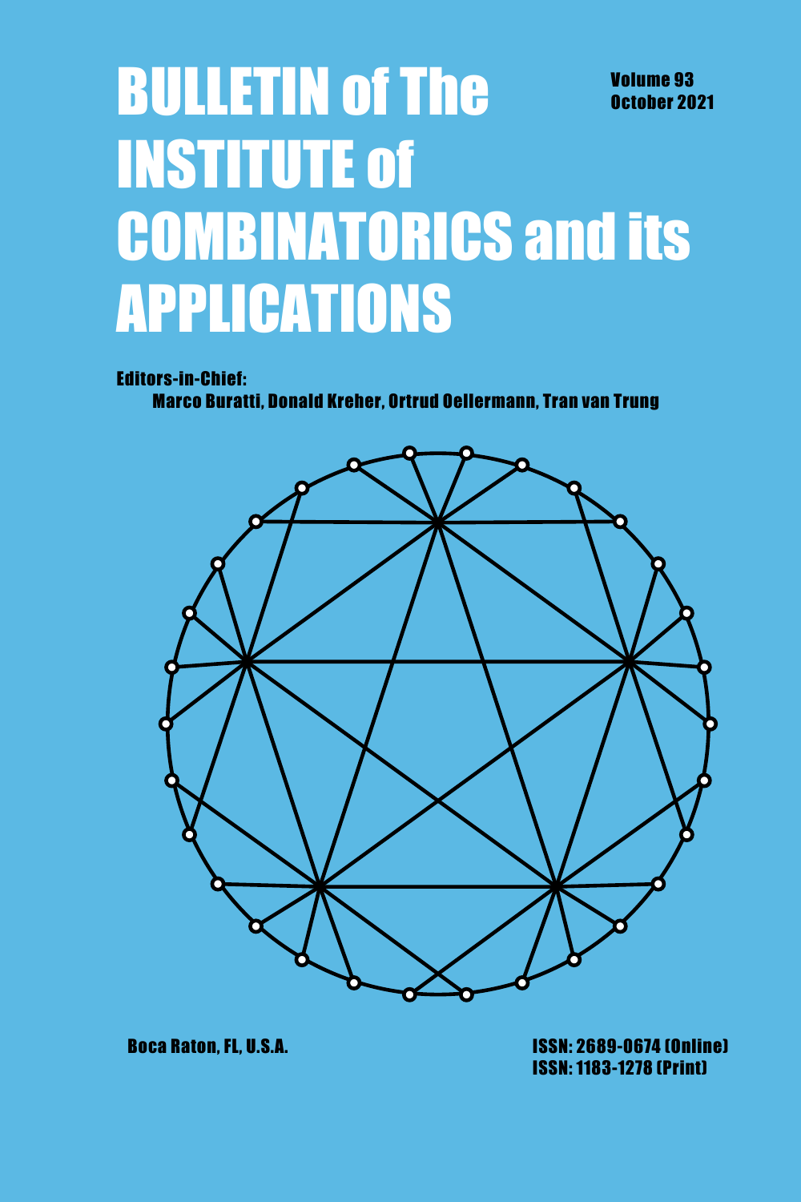# BULLETIN of The INSTITUTE of COMBINATORICS and its APPLICATIONS

**Volume 93**
**October 2021**

**Editors-in-Chief:**
**Marco Buratti, Donald Kreher, Ortrud Oellermann, Tran van Trung**

**Boca Raton, FL, U.S.A.**

**ISSN: 2689-0674 (Online)**
**ISSN: 1183-1278 (Print)**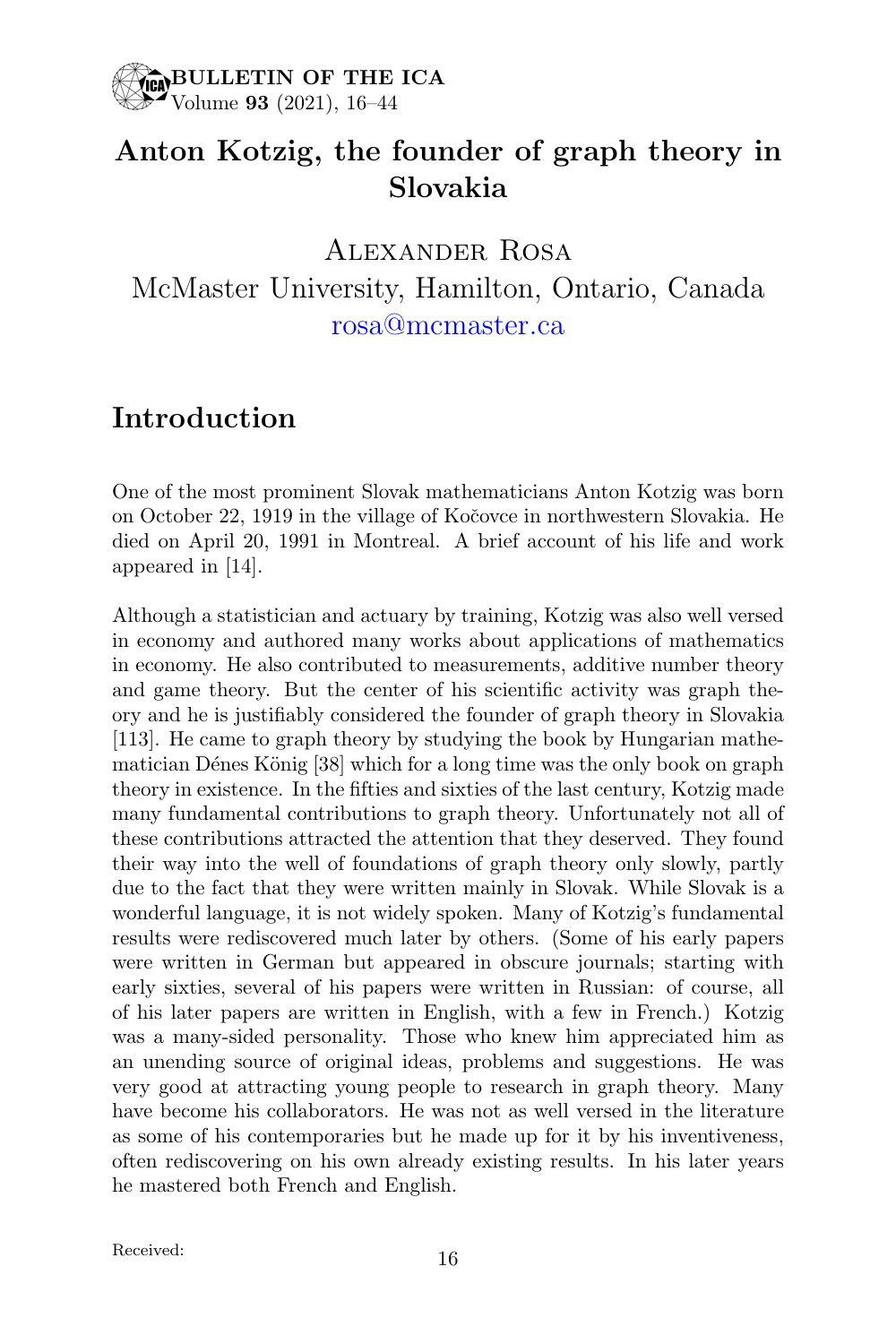# Anton Kotzig, the founder of graph theory in Slovakia

Alexander Rosa
McMaster University, Hamilton, Ontario, Canada
rosa@mcmaster.ca

## Introduction

One of the most prominent Slovak mathematicians Anton Kotzig was born on October 22, 1919 in the village of Kočovce in northwestern Slovakia. He died on April 20, 1991 in Montreal. A brief account of his life and work appeared in [14].

Although a statistician and actuary by training, Kotzig was also well versed in economy and authored many works about applications of mathematics in economy. He also contributed to measurements, additive number theory and game theory. But the center of his scientific activity was graph theory and he is justifiably considered the founder of graph theory in Slovakia [113]. He came to graph theory by studying the book by Hungarian mathematician Dénes König [38] which for a long time was the only book on graph theory in existence. In the fifties and sixties of the last century, Kotzig made many fundamental contributions to graph theory. Unfortunately not all of these contributions attracted the attention that they deserved. They found their way into the well of foundations of graph theory only slowly, partly due to the fact that they were written mainly in Slovak. While Slovak is a wonderful language, it is not widely spoken. Many of Kotzig's fundamental results were rediscovered much later by others. (Some of his early papers were written in German but appeared in obscure journals; starting with early sixties, several of his papers were written in Russian: of course, all of his later papers are written in English, with a few in French.) Kotzig was a many-sided personality. Those who knew him appreciated him as an unending source of original ideas, problems and suggestions. He was very good at attracting young people to research in graph theory. Many have become his collaborators. He was not as well versed in the literature as some of his contemporaries but he made up for it by his inventiveness, often rediscovering on his own already existing results. In his later years he mastered both French and English.

Received: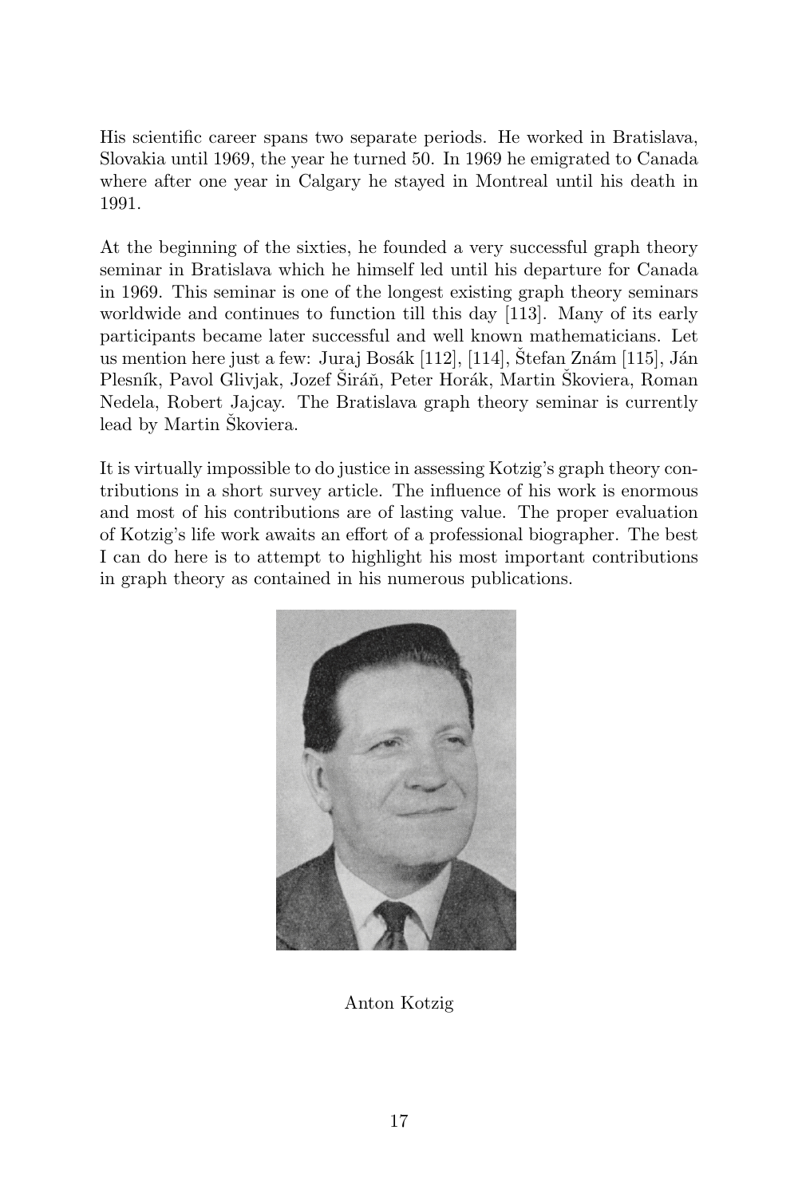His scientific career spans two separate periods. He worked in Bratislava, Slovakia until 1969, the year he turned 50. In 1969 he emigrated to Canada where after one year in Calgary he stayed in Montreal until his death in 1991.

At the beginning of the sixties, he founded a very successful graph theory seminar in Bratislava which he himself led until his departure for Canada in 1969. This seminar is one of the longest existing graph theory seminars worldwide and continues to function till this day [113]. Many of its early participants became later successful and well known mathematicians. Let us mention here just a few: Juraj Bosák [112], [114], Štefan Znám [115], Ján Plesník, Pavol Glivjak, Jozef Širáň, Peter Horák, Martin Škoviera, Roman Nedela, Robert Jajcay. The Bratislava graph theory seminar is currently lead by Martin Škoviera.

It is virtually impossible to do justice in assessing Kotzig's graph theory contributions in a short survey article. The influence of his work is enormous and most of his contributions are of lasting value. The proper evaluation of Kotzig's life work awaits an effort of a professional biographer. The best I can do here is to attempt to highlight his most important contributions in graph theory as contained in his numerous publications.

Anton Kotzig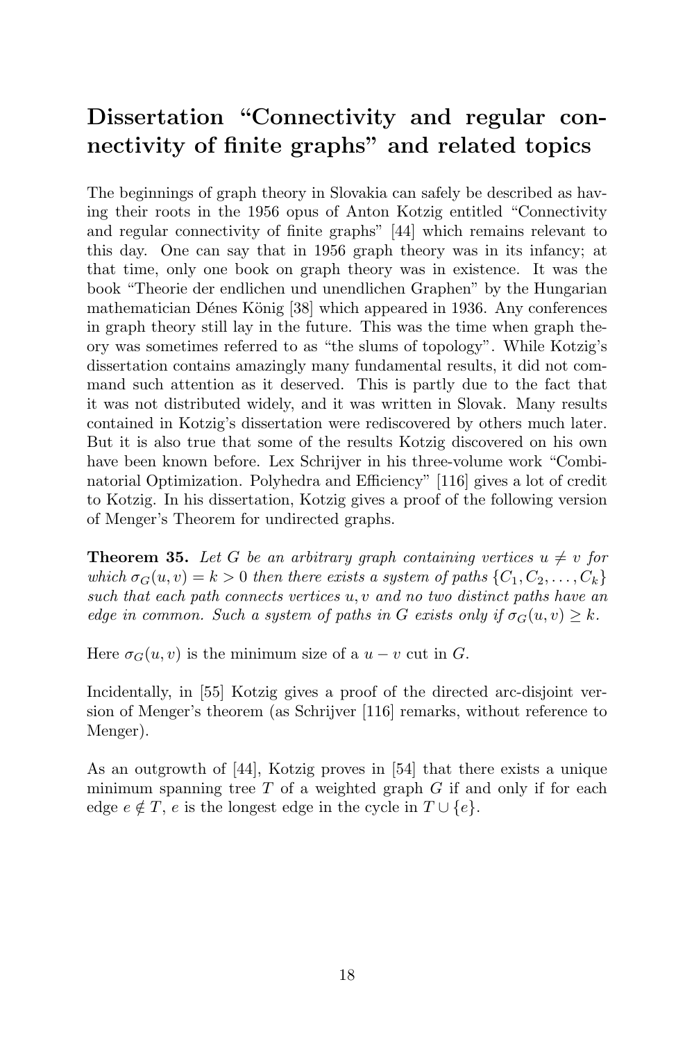# Dissertation “Connectivity and regular connectivity of finite graphs” and related topics

The beginnings of graph theory in Slovakia can safely be described as having their roots in the 1956 opus of Anton Kotzig entitled “Connectivity and regular connectivity of finite graphs” [44] which remains relevant to this day. One can say that in 1956 graph theory was in its infancy; at that time, only one book on graph theory was in existence. It was the book “Theorie der endlichen und unendlichen Graphen” by the Hungarian mathematician Dénes König [38] which appeared in 1936. Any conferences in graph theory still lay in the future. This was the time when graph theory was sometimes referred to as “the slums of topology”. While Kotzig’s dissertation contains amazingly many fundamental results, it did not command such attention as it deserved. This is partly due to the fact that it was not distributed widely, and it was written in Slovak. Many results contained in Kotzig’s dissertation were rediscovered by others much later. But it is also true that some of the results Kotzig discovered on his own have been known before. Lex Schrijver in his three-volume work “Combinatorial Optimization. Polyhedra and Efficiency” [116] gives a lot of credit to Kotzig. In his dissertation, Kotzig gives a proof of the following version of Menger’s Theorem for undirected graphs.

**Theorem 35.** *Let $G$ be an arbitrary graph containing vertices $u \neq v$ for which $\sigma_G(u, v) = k > 0$ then there exists a system of paths $\{C_1, C_2, \ldots, C_k\}$ such that each path connects vertices $u, v$ and no two distinct paths have an edge in common. Such a system of paths in $G$ exists only if $\sigma_G(u, v) \geq k$.*

Here $\sigma_G(u, v)$ is the minimum size of a $u - v$ cut in $G$.

Incidentally, in [55] Kotzig gives a proof of the directed arc-disjoint version of Menger’s theorem (as Schrijver [116] remarks, without reference to Menger).

As an outgrowth of [44], Kotzig proves in [54] that there exists a unique minimum spanning tree $T$ of a weighted graph $G$ if and only if for each edge $e \notin T$, $e$ is the longest edge in the cycle in $T \cup \{e\}$.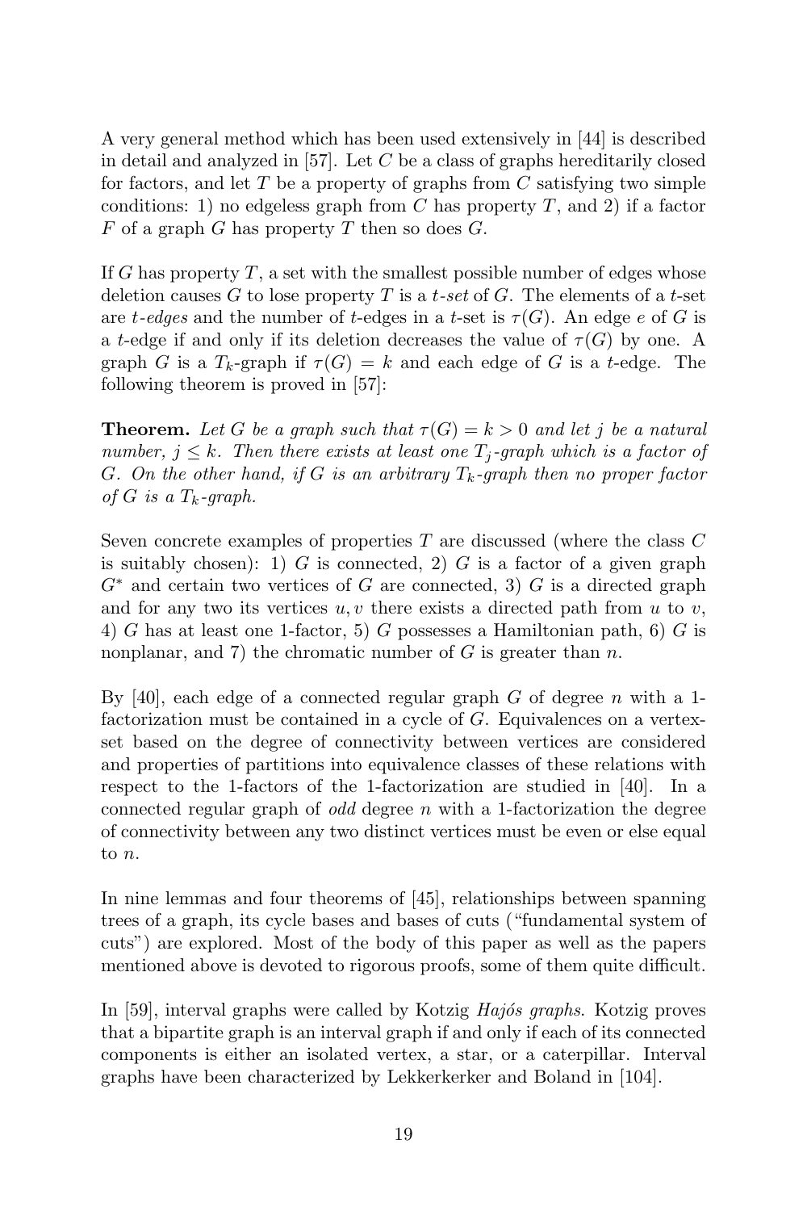A very general method which has been used extensively in [44] is described in detail and analyzed in [57]. Let $C$ be a class of graphs hereditarily closed for factors, and let $T$ be a property of graphs from $C$ satisfying two simple conditions: 1) no edgeless graph from $C$ has property $T$, and 2) if a factor $F$ of a graph $G$ has property $T$ then so does $G$.

If $G$ has property $T$, a set with the smallest possible number of edges whose deletion causes $G$ to lose property $T$ is a *t-set* of $G$. The elements of a $t$-set are *t-edges* and the number of $t$-edges in a $t$-set is $\tau(G)$. An edge $e$ of $G$ is a $t$-edge if and only if its deletion decreases the value of $\tau(G)$ by one. A graph $G$ is a $T_k$-graph if $\tau(G) = k$ and each edge of $G$ is a $t$-edge. The following theorem is proved in [57]:

**Theorem.** *Let $G$ be a graph such that $\tau(G) = k > 0$ and let $j$ be a natural number, $j \leq k$. Then there exists at least one $T_j$-graph which is a factor of $G$. On the other hand, if $G$ is an arbitrary $T_k$-graph then no proper factor of $G$ is a $T_k$-graph.*

Seven concrete examples of properties $T$ are discussed (where the class $C$ is suitably chosen): 1) $G$ is connected, 2) $G$ is a factor of a given graph $G^*$ and certain two vertices of $G$ are connected, 3) $G$ is a directed graph and for any two its vertices $u, v$ there exists a directed path from $u$ to $v$, 4) $G$ has at least one 1-factor, 5) $G$ possesses a Hamiltonian path, 6) $G$ is nonplanar, and 7) the chromatic number of $G$ is greater than $n$.

By [40], each edge of a connected regular graph $G$ of degree $n$ with a 1-factorization must be contained in a cycle of $G$. Equivalences on a vertex-set based on the degree of connectivity between vertices are considered and properties of partitions into equivalence classes of these relations with respect to the 1-factors of the 1-factorization are studied in [40]. In a connected regular graph of *odd* degree $n$ with a 1-factorization the degree of connectivity between any two distinct vertices must be even or else equal to $n$.

In nine lemmas and four theorems of [45], relationships between spanning trees of a graph, its cycle bases and bases of cuts ("fundamental system of cuts") are explored. Most of the body of this paper as well as the papers mentioned above is devoted to rigorous proofs, some of them quite difficult.

In [59], interval graphs were called by Kotzig *Hajós graphs*. Kotzig proves that a bipartite graph is an interval graph if and only if each of its connected components is either an isolated vertex, a star, or a caterpillar. Interval graphs have been characterized by Lekkerkerker and Boland in [104].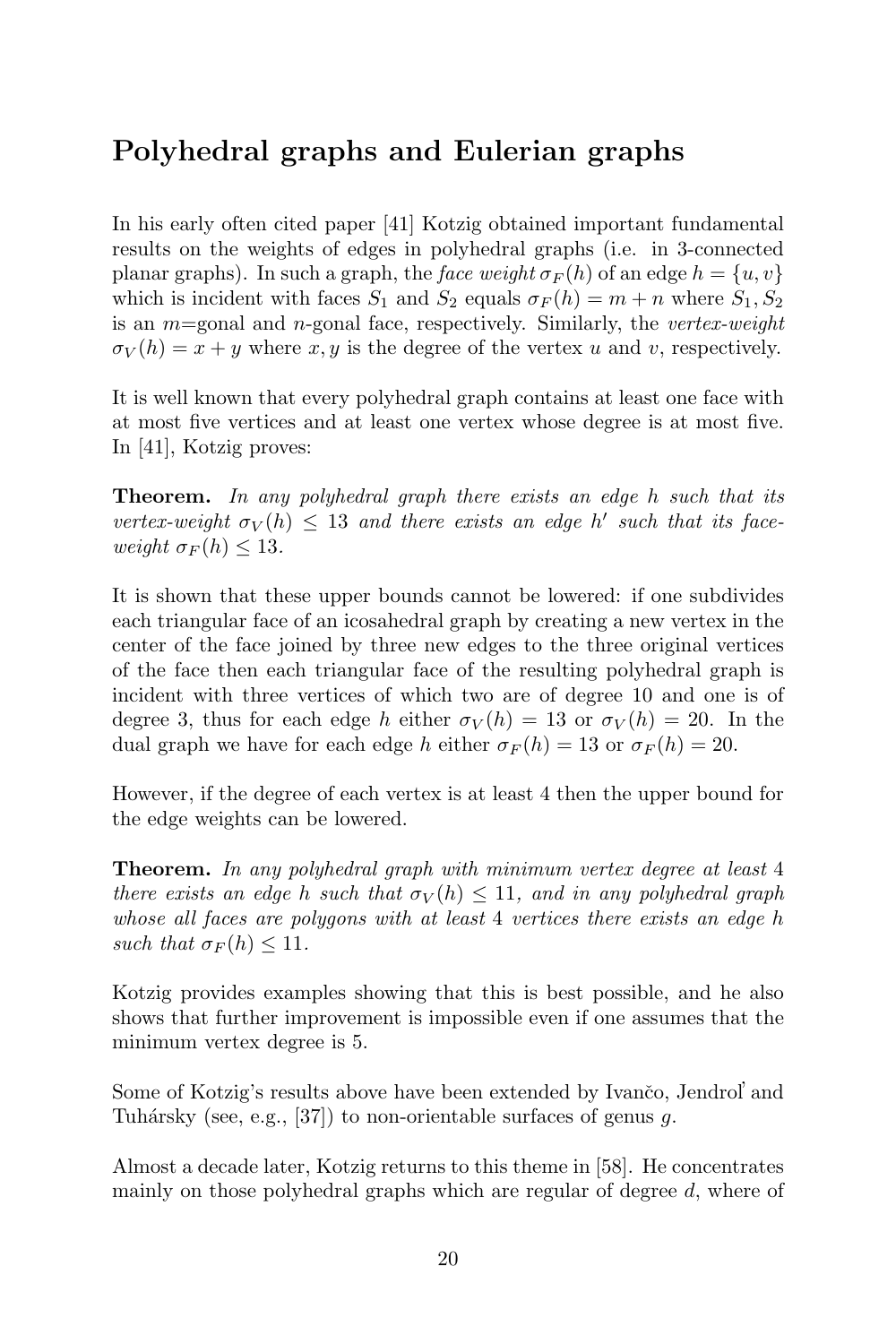## Polyhedral graphs and Eulerian graphs

In his early often cited paper [41] Kotzig obtained important fundamental results on the weights of edges in polyhedral graphs (i.e. in 3-connected planar graphs). In such a graph, the *face weight* $\sigma_F(h)$ of an edge $h = \{u, v\}$ which is incident with faces $S_1$ and $S_2$ equals $\sigma_F(h) = m + n$ where $S_1, S_2$ is an $m$=gonal and $n$-gonal face, respectively. Similarly, the *vertex-weight* $\sigma_V(h) = x + y$ where $x, y$ is the degree of the vertex $u$ and $v$, respectively.

It is well known that every polyhedral graph contains at least one face with at most five vertices and at least one vertex whose degree is at most five. In [41], Kotzig proves:

**Theorem.** *In any polyhedral graph there exists an edge $h$ such that its vertex-weight $\sigma_V(h) \leq 13$ and there exists an edge $h'$ such that its face-weight $\sigma_F(h) \leq 13$.*

It is shown that these upper bounds cannot be lowered: if one subdivides each triangular face of an icosahedral graph by creating a new vertex in the center of the face joined by three new edges to the three original vertices of the face then each triangular face of the resulting polyhedral graph is incident with three vertices of which two are of degree 10 and one is of degree 3, thus for each edge $h$ either $\sigma_V(h) = 13$ or $\sigma_V(h) = 20$. In the dual graph we have for each edge $h$ either $\sigma_F(h) = 13$ or $\sigma_F(h) = 20$.

However, if the degree of each vertex is at least 4 then the upper bound for the edge weights can be lowered.

**Theorem.** *In any polyhedral graph with minimum vertex degree at least 4 there exists an edge $h$ such that $\sigma_V(h) \leq 11$, and in any polyhedral graph whose all faces are polygons with at least 4 vertices there exists an edge $h$ such that $\sigma_F(h) \leq 11$.*

Kotzig provides examples showing that this is best possible, and he also shows that further improvement is impossible even if one assumes that the minimum vertex degree is 5.

Some of Kotzig's results above have been extended by Ivančo, Jendroľ and Tuhársky (see, e.g., [37]) to non-orientable surfaces of genus $g$.

Almost a decade later, Kotzig returns to this theme in [58]. He concentrates mainly on those polyhedral graphs which are regular of degree $d$, where of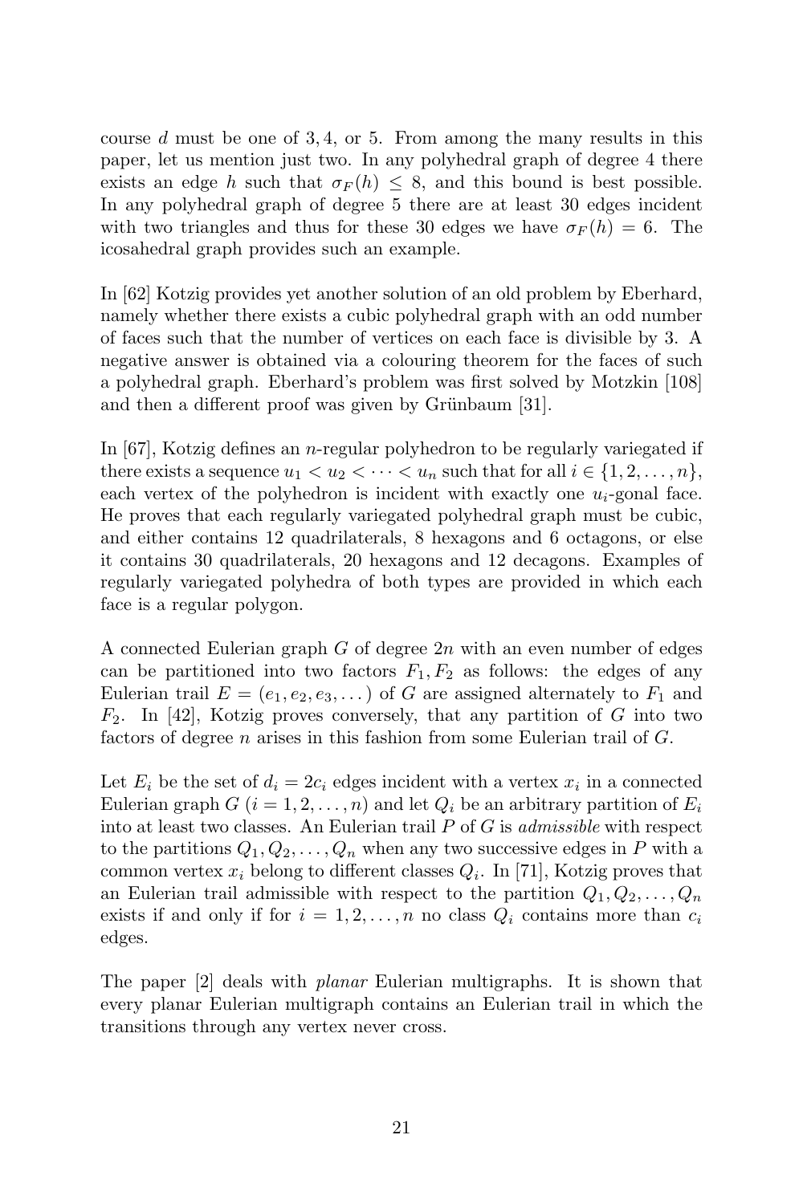course $d$ must be one of $3, 4$, or $5$. From among the many results in this paper, let us mention just two. In any polyhedral graph of degree 4 there exists an edge $h$ such that $\sigma_F(h) \leq 8$, and this bound is best possible. In any polyhedral graph of degree 5 there are at least 30 edges incident with two triangles and thus for these 30 edges we have $\sigma_F(h) = 6$. The icosahedral graph provides such an example.

In [62] Kotzig provides yet another solution of an old problem by Eberhard, namely whether there exists a cubic polyhedral graph with an odd number of faces such that the number of vertices on each face is divisible by 3. A negative answer is obtained via a colouring theorem for the faces of such a polyhedral graph. Eberhard's problem was first solved by Motzkin [108] and then a different proof was given by Grünbaum [31].

In [67], Kotzig defines an $n$-regular polyhedron to be regularly variegated if there exists a sequence $u_1 < u_2 < \cdots < u_n$ such that for all $i \in \{1, 2, \ldots, n\}$, each vertex of the polyhedron is incident with exactly one $u_i$-gonal face. He proves that each regularly variegated polyhedral graph must be cubic, and either contains 12 quadrilaterals, 8 hexagons and 6 octagons, or else it contains 30 quadrilaterals, 20 hexagons and 12 decagons. Examples of regularly variegated polyhedra of both types are provided in which each face is a regular polygon.

A connected Eulerian graph $G$ of degree $2n$ with an even number of edges can be partitioned into two factors $F_1, F_2$ as follows: the edges of any Eulerian trail $E = (e_1, e_2, e_3, \ldots)$ of $G$ are assigned alternately to $F_1$ and $F_2$. In [42], Kotzig proves conversely, that any partition of $G$ into two factors of degree $n$ arises in this fashion from some Eulerian trail of $G$.

Let $E_i$ be the set of $d_i = 2c_i$ edges incident with a vertex $x_i$ in a connected Eulerian graph $G$ $(i = 1, 2, \ldots, n)$ and let $Q_i$ be an arbitrary partition of $E_i$ into at least two classes. An Eulerian trail $P$ of $G$ is *admissible* with respect to the partitions $Q_1, Q_2, \ldots, Q_n$ when any two successive edges in $P$ with a common vertex $x_i$ belong to different classes $Q_i$. In [71], Kotzig proves that an Eulerian trail admissible with respect to the partition $Q_1, Q_2, \ldots, Q_n$ exists if and only if for $i = 1, 2, \ldots, n$ no class $Q_i$ contains more than $c_i$ edges.

The paper [2] deals with *planar* Eulerian multigraphs. It is shown that every planar Eulerian multigraph contains an Eulerian trail in which the transitions through any vertex never cross.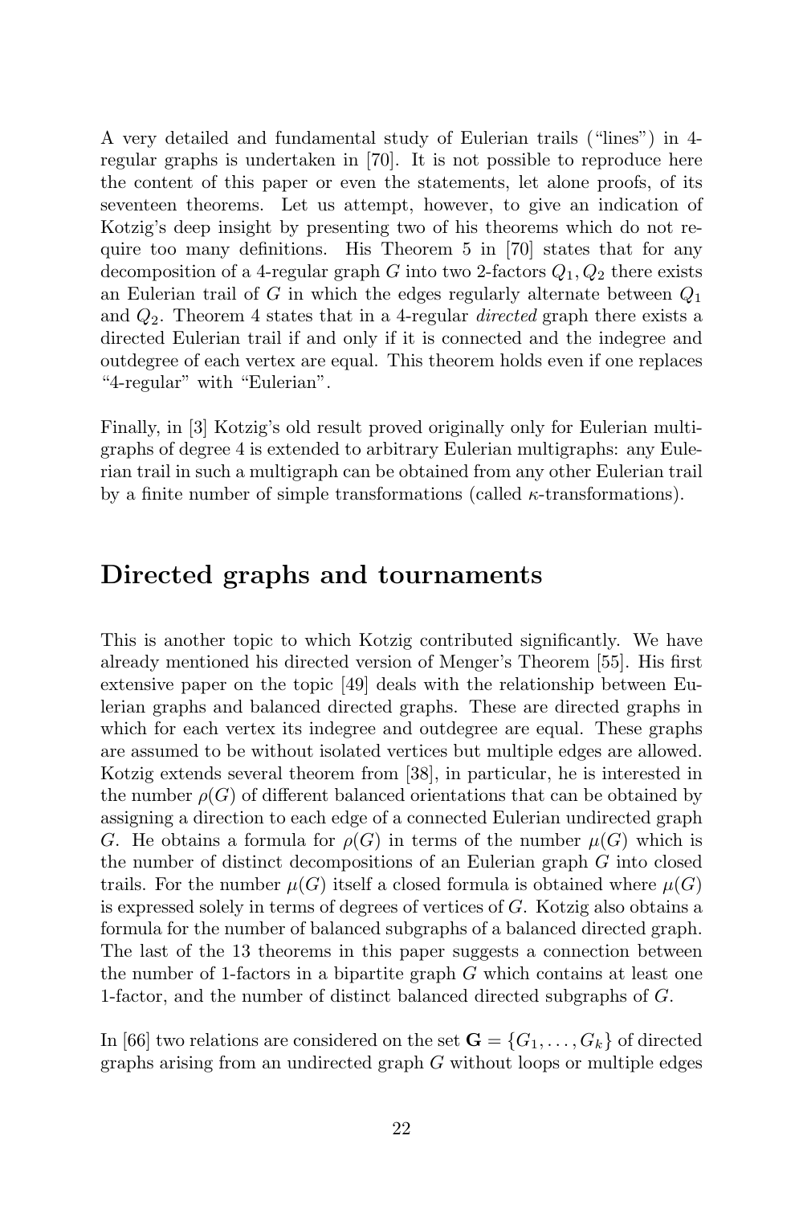A very detailed and fundamental study of Eulerian trails ("lines") in 4-regular graphs is undertaken in [70]. It is not possible to reproduce here the content of this paper or even the statements, let alone proofs, of its seventeen theorems. Let us attempt, however, to give an indication of Kotzig's deep insight by presenting two of his theorems which do not require too many definitions. His Theorem 5 in [70] states that for any decomposition of a 4-regular graph $G$ into two 2-factors $Q_1, Q_2$ there exists an Eulerian trail of $G$ in which the edges regularly alternate between $Q_1$ and $Q_2$. Theorem 4 states that in a 4-regular *directed* graph there exists a directed Eulerian trail if and only if it is connected and the indegree and outdegree of each vertex are equal. This theorem holds even if one replaces "4-regular" with "Eulerian".

Finally, in [3] Kotzig's old result proved originally only for Eulerian multigraphs of degree 4 is extended to arbitrary Eulerian multigraphs: any Eulerian trail in such a multigraph can be obtained from any other Eulerian trail by a finite number of simple transformations (called $\kappa$-transformations).

## Directed graphs and tournaments

This is another topic to which Kotzig contributed significantly. We have already mentioned his directed version of Menger's Theorem [55]. His first extensive paper on the topic [49] deals with the relationship between Eulerian graphs and balanced directed graphs. These are directed graphs in which for each vertex its indegree and outdegree are equal. These graphs are assumed to be without isolated vertices but multiple edges are allowed. Kotzig extends several theorem from [38], in particular, he is interested in the number $\rho(G)$ of different balanced orientations that can be obtained by assigning a direction to each edge of a connected Eulerian undirected graph $G$. He obtains a formula for $\rho(G)$ in terms of the number $\mu(G)$ which is the number of distinct decompositions of an Eulerian graph $G$ into closed trails. For the number $\mu(G)$ itself a closed formula is obtained where $\mu(G)$ is expressed solely in terms of degrees of vertices of $G$. Kotzig also obtains a formula for the number of balanced subgraphs of a balanced directed graph. The last of the 13 theorems in this paper suggests a connection between the number of 1-factors in a bipartite graph $G$ which contains at least one 1-factor, and the number of distinct balanced directed subgraphs of $G$.

In [66] two relations are considered on the set $\mathbf{G} = \{G_1, \ldots, G_k\}$ of directed graphs arising from an undirected graph $G$ without loops or multiple edges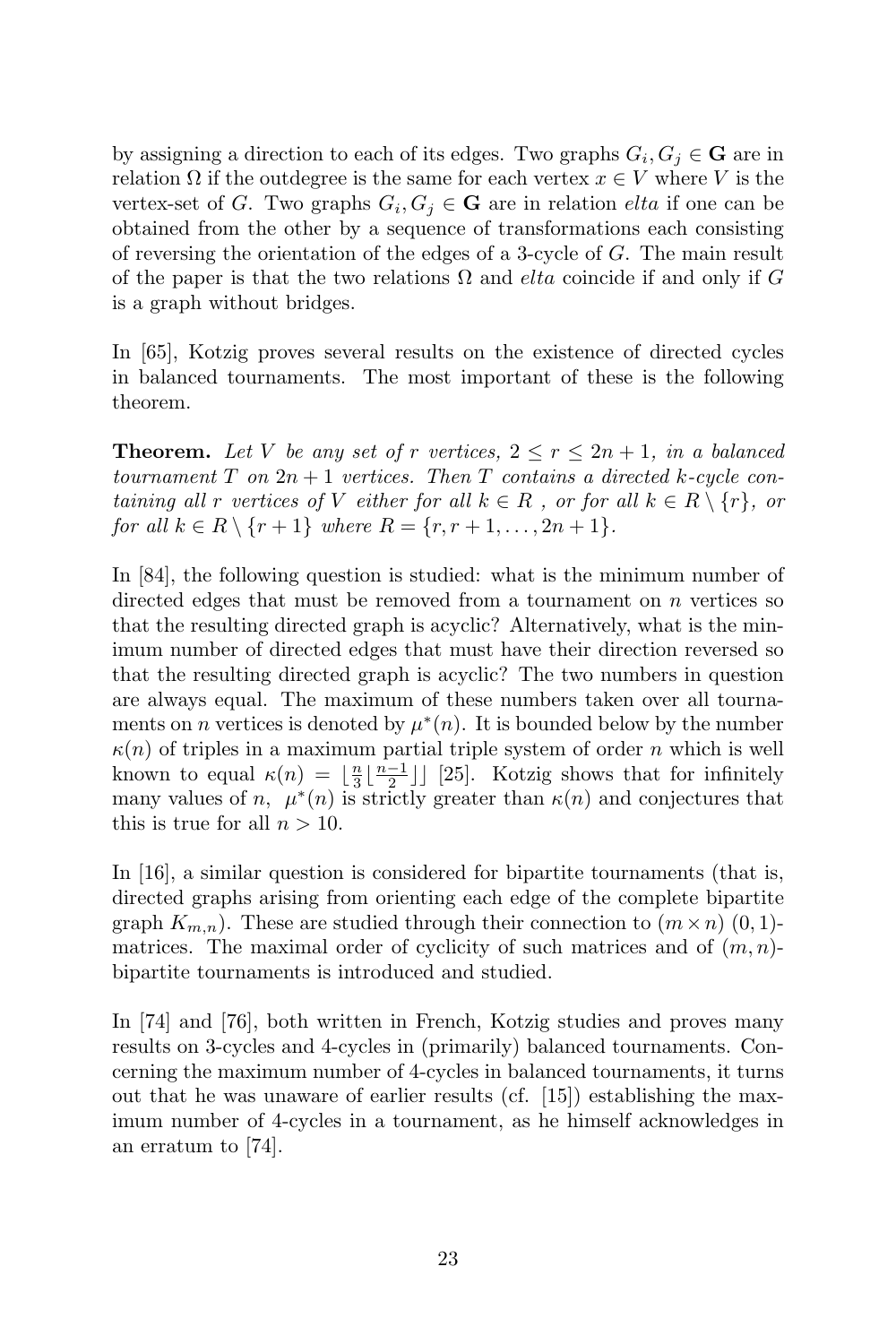by assigning a direction to each of its edges. Two graphs $G_i, G_j \in \mathbf{G}$ are in relation $\Omega$ if the outdegree is the same for each vertex $x \in V$ where $V$ is the vertex-set of $G$. Two graphs $G_i, G_j \in \mathbf{G}$ are in relation *elta* if one can be obtained from the other by a sequence of transformations each consisting of reversing the orientation of the edges of a 3-cycle of $G$. The main result of the paper is that the two relations $\Omega$ and *elta* coincide if and only if $G$ is a graph without bridges.

In [65], Kotzig proves several results on the existence of directed cycles in balanced tournaments. The most important of these is the following theorem.

**Theorem.** *Let $V$ be any set of $r$ vertices, $2 \leq r \leq 2n+1$, in a balanced tournament $T$ on $2n+1$ vertices. Then $T$ contains a directed $k$-cycle containing all $r$ vertices of $V$ either for all $k \in R$ , or for all $k \in R \setminus \{r\}$, or for all $k \in R \setminus \{r+1\}$ where $R = \{r, r+1, \ldots, 2n+1\}$.*

In [84], the following question is studied: what is the minimum number of directed edges that must be removed from a tournament on $n$ vertices so that the resulting directed graph is acyclic? Alternatively, what is the minimum number of directed edges that must have their direction reversed so that the resulting directed graph is acyclic? The two numbers in question are always equal. The maximum of these numbers taken over all tournaments on $n$ vertices is denoted by $\mu^*(n)$. It is bounded below by the number $\kappa(n)$ of triples in a maximum partial triple system of order $n$ which is well known to equal $\kappa(n) = \lfloor \frac{n}{3} \lfloor \frac{n-1}{2} \rfloor \rfloor$ [25]. Kotzig shows that for infinitely many values of $n$, $\mu^*(n)$ is strictly greater than $\kappa(n)$ and conjectures that this is true for all $n > 10$.

In [16], a similar question is considered for bipartite tournaments (that is, directed graphs arising from orienting each edge of the complete bipartite graph $K_{m,n}$). These are studied through their connection to $(m \times n)$ $(0,1)$-matrices. The maximal order of cyclicity of such matrices and of $(m, n)$-bipartite tournaments is introduced and studied.

In [74] and [76], both written in French, Kotzig studies and proves many results on 3-cycles and 4-cycles in (primarily) balanced tournaments. Concerning the maximum number of 4-cycles in balanced tournaments, it turns out that he was unaware of earlier results (cf. [15]) establishing the maximum number of 4-cycles in a tournament, as he himself acknowledges in an erratum to [74].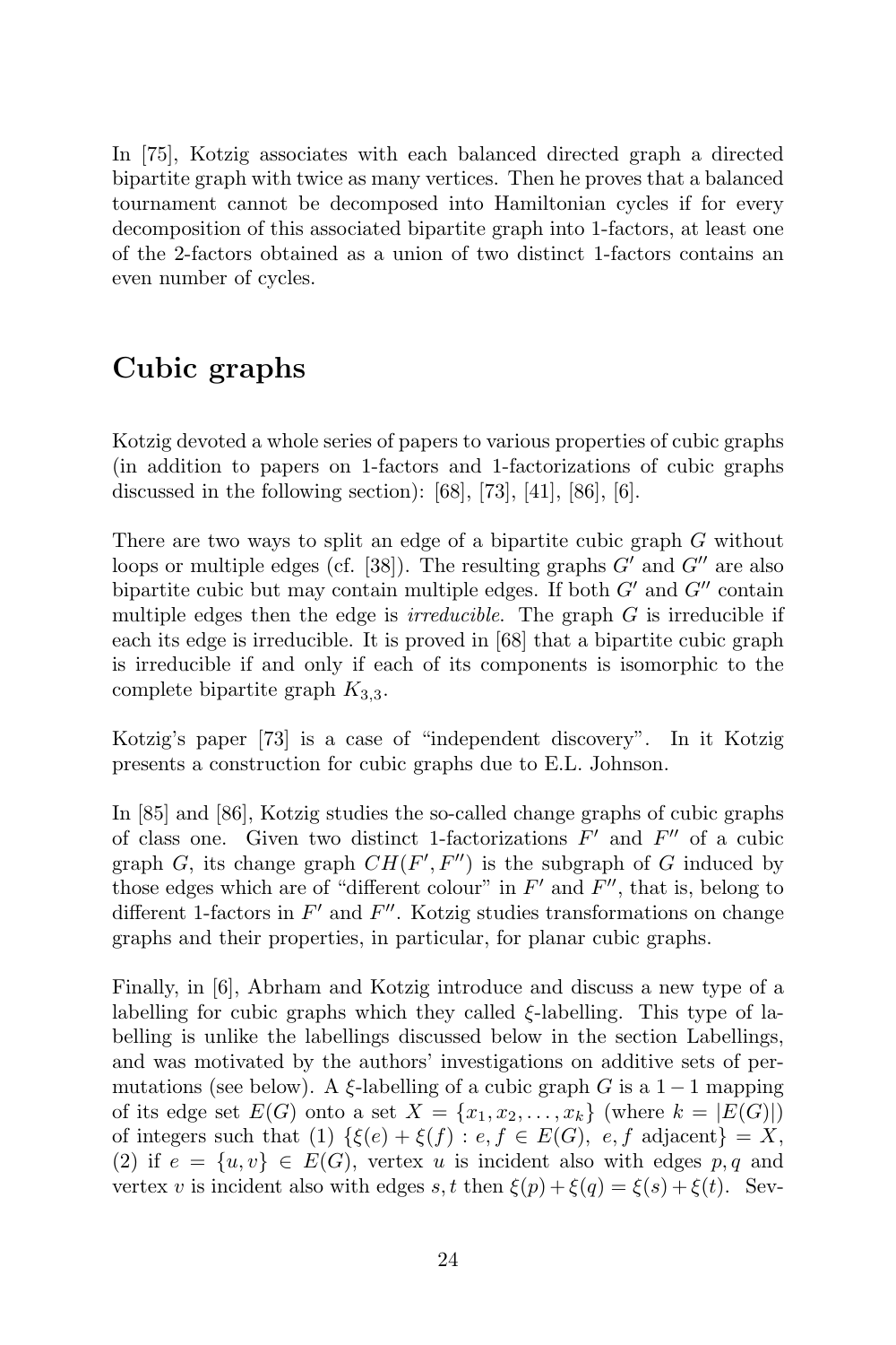In [75], Kotzig associates with each balanced directed graph a directed bipartite graph with twice as many vertices. Then he proves that a balanced tournament cannot be decomposed into Hamiltonian cycles if for every decomposition of this associated bipartite graph into 1-factors, at least one of the 2-factors obtained as a union of two distinct 1-factors contains an even number of cycles.

# Cubic graphs

Kotzig devoted a whole series of papers to various properties of cubic graphs (in addition to papers on 1-factors and 1-factorizations of cubic graphs discussed in the following section): [68], [73], [41], [86], [6].

There are two ways to split an edge of a bipartite cubic graph $G$ without loops or multiple edges (cf. [38]). The resulting graphs $G'$ and $G''$ are also bipartite cubic but may contain multiple edges. If both $G'$ and $G''$ contain multiple edges then the edge is *irreducible*. The graph $G$ is irreducible if each its edge is irreducible. It is proved in [68] that a bipartite cubic graph is irreducible if and only if each of its components is isomorphic to the complete bipartite graph $K_{3,3}$.

Kotzig's paper [73] is a case of "independent discovery". In it Kotzig presents a construction for cubic graphs due to E.L. Johnson.

In [85] and [86], Kotzig studies the so-called change graphs of cubic graphs of class one. Given two distinct 1-factorizations $F'$ and $F''$ of a cubic graph $G$, its change graph $CH(F', F'')$ is the subgraph of $G$ induced by those edges which are of "different colour" in $F'$ and $F''$, that is, belong to different 1-factors in $F'$ and $F''$. Kotzig studies transformations on change graphs and their properties, in particular, for planar cubic graphs.

Finally, in [6], Abrham and Kotzig introduce and discuss a new type of a labelling for cubic graphs which they called $\xi$-labelling. This type of labelling is unlike the labellings discussed below in the section Labellings, and was motivated by the authors' investigations on additive sets of permutations (see below). A $\xi$-labelling of a cubic graph $G$ is a $1-1$ mapping of its edge set $E(G)$ onto a set $X = \{x_1, x_2, \ldots, x_k\}$ (where $k = |E(G)|$) of integers such that (1) $\{\xi(e) + \xi(f) : e, f \in E(G),\ e, f \text{ adjacent}\} = X$, (2) if $e = \{u, v\} \in E(G)$, vertex $u$ is incident also with edges $p, q$ and vertex $v$ is incident also with edges $s, t$ then $\xi(p) + \xi(q) = \xi(s) + \xi(t)$. Sev-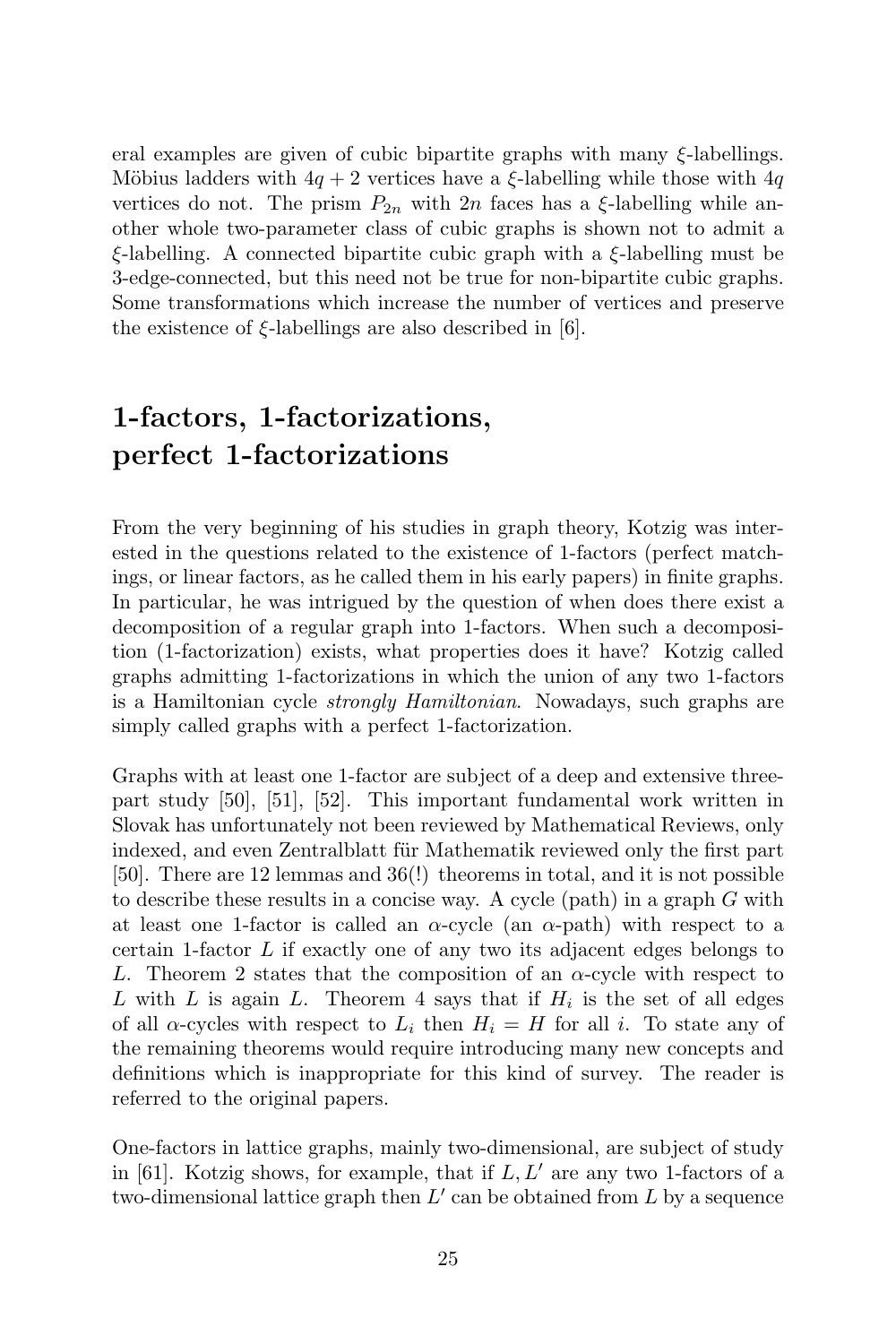eral examples are given of cubic bipartite graphs with many $\xi$-labellings. Möbius ladders with $4q+2$ vertices have a $\xi$-labelling while those with $4q$ vertices do not. The prism $P_{2n}$ with $2n$ faces has a $\xi$-labelling while another whole two-parameter class of cubic graphs is shown not to admit a $\xi$-labelling. A connected bipartite cubic graph with a $\xi$-labelling must be 3-edge-connected, but this need not be true for non-bipartite cubic graphs. Some transformations which increase the number of vertices and preserve the existence of $\xi$-labellings are also described in [6].

# 1-factors, 1-factorizations, perfect 1-factorizations

From the very beginning of his studies in graph theory, Kotzig was interested in the questions related to the existence of 1-factors (perfect matchings, or linear factors, as he called them in his early papers) in finite graphs. In particular, he was intrigued by the question of when does there exist a decomposition of a regular graph into 1-factors. When such a decomposition (1-factorization) exists, what properties does it have? Kotzig called graphs admitting 1-factorizations in which the union of any two 1-factors is a Hamiltonian cycle *strongly Hamiltonian*. Nowadays, such graphs are simply called graphs with a perfect 1-factorization.

Graphs with at least one 1-factor are subject of a deep and extensive three-part study [50], [51], [52]. This important fundamental work written in Slovak has unfortunately not been reviewed by Mathematical Reviews, only indexed, and even Zentralblatt für Mathematik reviewed only the first part [50]. There are 12 lemmas and 36(!) theorems in total, and it is not possible to describe these results in a concise way. A cycle (path) in a graph $G$ with at least one 1-factor is called an $\alpha$-cycle (an $\alpha$-path) with respect to a certain 1-factor $L$ if exactly one of any two its adjacent edges belongs to $L$. Theorem 2 states that the composition of an $\alpha$-cycle with respect to $L$ with $L$ is again $L$. Theorem 4 says that if $H_i$ is the set of all edges of all $\alpha$-cycles with respect to $L_i$ then $H_i = H$ for all $i$. To state any of the remaining theorems would require introducing many new concepts and definitions which is inappropriate for this kind of survey. The reader is referred to the original papers.

One-factors in lattice graphs, mainly two-dimensional, are subject of study in [61]. Kotzig shows, for example, that if $L, L'$ are any two 1-factors of a two-dimensional lattice graph then $L'$ can be obtained from $L$ by a sequence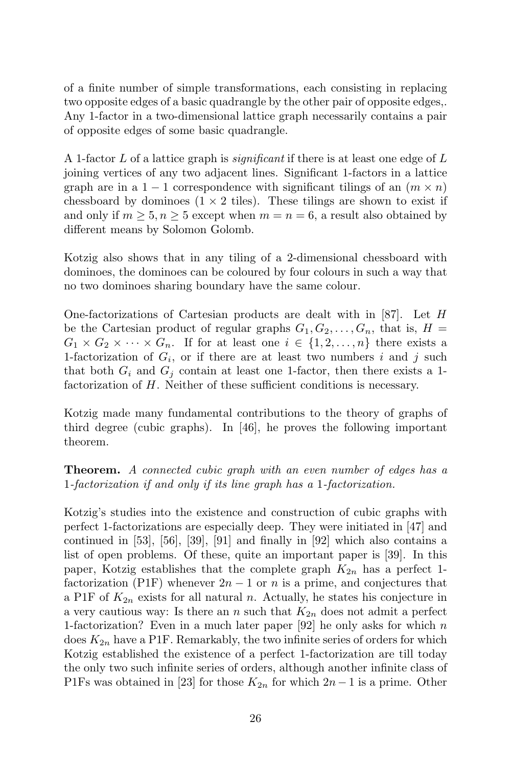of a finite number of simple transformations, each consisting in replacing two opposite edges of a basic quadrangle by the other pair of opposite edges,. Any 1-factor in a two-dimensional lattice graph necessarily contains a pair of opposite edges of some basic quadrangle.

A 1-factor $L$ of a lattice graph is *significant* if there is at least one edge of $L$ joining vertices of any two adjacent lines. Significant 1-factors in a lattice graph are in a $1-1$ correspondence with significant tilings of an $(m \times n)$ chessboard by dominoes ($1 \times 2$ tiles). These tilings are shown to exist if and only if $m \geq 5, n \geq 5$ except when $m = n = 6$, a result also obtained by different means by Solomon Golomb.

Kotzig also shows that in any tiling of a 2-dimensional chessboard with dominoes, the dominoes can be coloured by four colours in such a way that no two dominoes sharing boundary have the same colour.

One-factorizations of Cartesian products are dealt with in [87]. Let $H$ be the Cartesian product of regular graphs $G_1, G_2, \ldots, G_n$, that is, $H = G_1 \times G_2 \times \cdots \times G_n$. If for at least one $i \in \{1, 2, \ldots, n\}$ there exists a 1-factorization of $G_i$, or if there are at least two numbers $i$ and $j$ such that both $G_i$ and $G_j$ contain at least one 1-factor, then there exists a 1-factorization of $H$. Neither of these sufficient conditions is necessary.

Kotzig made many fundamental contributions to the theory of graphs of third degree (cubic graphs). In [46], he proves the following important theorem.

**Theorem.** *A connected cubic graph with an even number of edges has a 1-factorization if and only if its line graph has a 1-factorization.*

Kotzig's studies into the existence and construction of cubic graphs with perfect 1-factorizations are especially deep. They were initiated in [47] and continued in [53], [56], [39], [91] and finally in [92] which also contains a list of open problems. Of these, quite an important paper is [39]. In this paper, Kotzig establishes that the complete graph $K_{2n}$ has a perfect 1-factorization (P1F) whenever $2n - 1$ or $n$ is a prime, and conjectures that a P1F of $K_{2n}$ exists for all natural $n$. Actually, he states his conjecture in a very cautious way: Is there an $n$ such that $K_{2n}$ does not admit a perfect 1-factorization? Even in a much later paper [92] he only asks for which $n$ does $K_{2n}$ have a P1F. Remarkably, the two infinite series of orders for which Kotzig established the existence of a perfect 1-factorization are till today the only two such infinite series of orders, although another infinite class of P1Fs was obtained in [23] for those $K_{2n}$ for which $2n-1$ is a prime. Other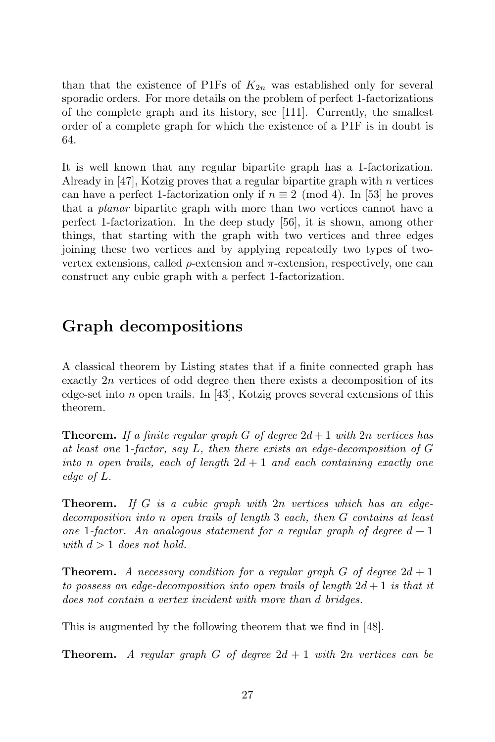than that the existence of P1Fs of $K_{2n}$ was established only for several sporadic orders. For more details on the problem of perfect 1-factorizations of the complete graph and its history, see [111]. Currently, the smallest order of a complete graph for which the existence of a P1F is in doubt is 64.

It is well known that any regular bipartite graph has a 1-factorization. Already in [47], Kotzig proves that a regular bipartite graph with $n$ vertices can have a perfect 1-factorization only if $n \equiv 2 \pmod 4$. In [53] he proves that a *planar* bipartite graph with more than two vertices cannot have a perfect 1-factorization. In the deep study [56], it is shown, among other things, that starting with the graph with two vertices and three edges joining these two vertices and by applying repeatedly two types of two-vertex extensions, called $\rho$-extension and $\pi$-extension, respectively, one can construct any cubic graph with a perfect 1-factorization.

## Graph decompositions

A classical theorem by Listing states that if a finite connected graph has exactly $2n$ vertices of odd degree then there exists a decomposition of its edge-set into $n$ open trails. In [43], Kotzig proves several extensions of this theorem.

**Theorem.** *If a finite regular graph $G$ of degree $2d+1$ with $2n$ vertices has at least one 1-factor, say $L$, then there exists an edge-decomposition of $G$ into $n$ open trails, each of length $2d+1$ and each containing exactly one edge of $L$.*

**Theorem.** *If $G$ is a cubic graph with $2n$ vertices which has an edge-decomposition into $n$ open trails of length 3 each, then $G$ contains at least one 1-factor. An analogous statement for a regular graph of degree $d+1$ with $d > 1$ does not hold.*

**Theorem.** *A necessary condition for a regular graph $G$ of degree $2d+1$ to possess an edge-decomposition into open trails of length $2d+1$ is that it does not contain a vertex incident with more than $d$ bridges.*

This is augmented by the following theorem that we find in [48].

**Theorem.** *A regular graph $G$ of degree $2d+1$ with $2n$ vertices can be*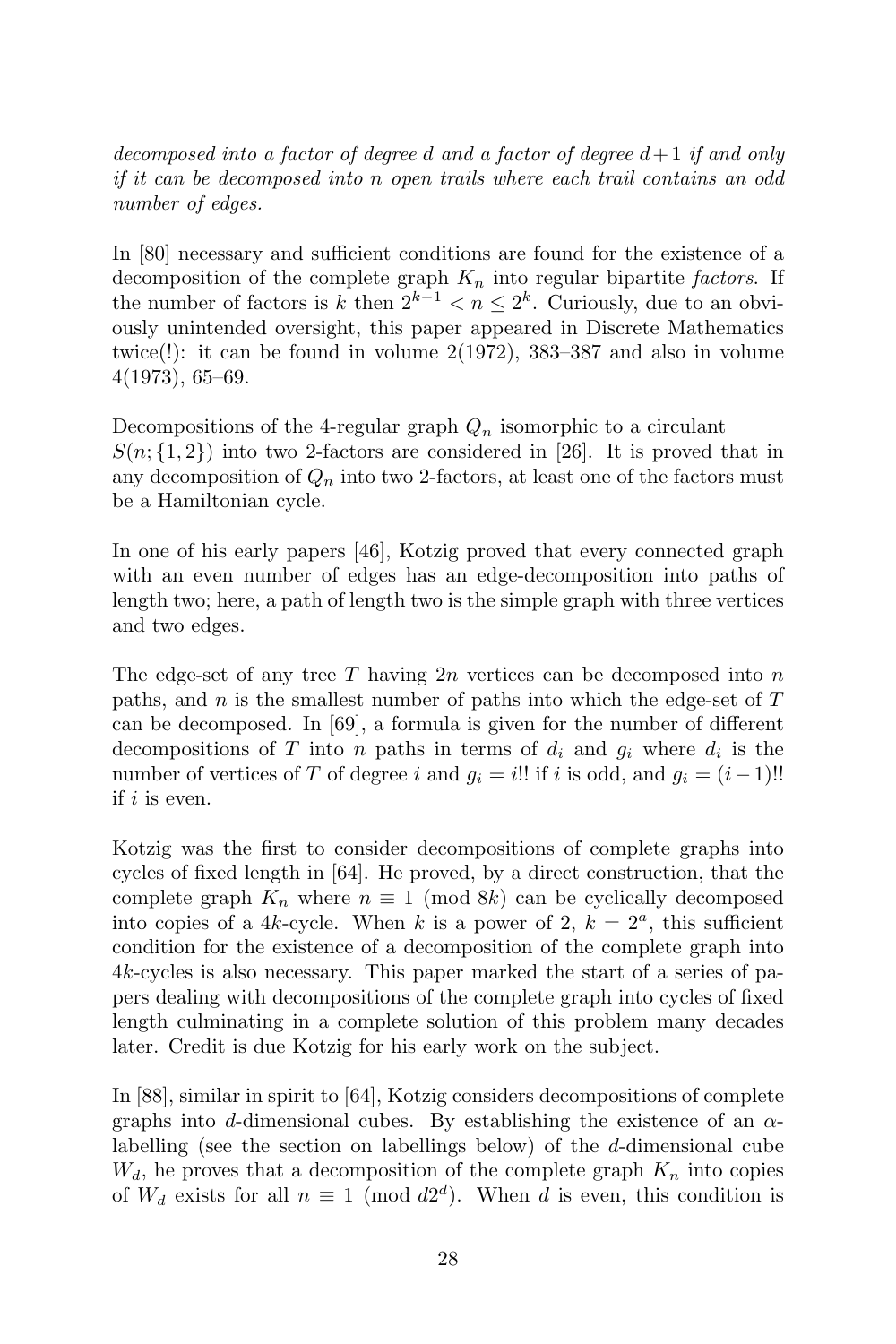*decomposed into a factor of degree d and a factor of degree d+1 if and only if it can be decomposed into n open trails where each trail contains an odd number of edges.*

In [80] necessary and sufficient conditions are found for the existence of a decomposition of the complete graph $K_n$ into regular bipartite *factors*. If the number of factors is $k$ then $2^{k-1} < n \leq 2^k$. Curiously, due to an obviously unintended oversight, this paper appeared in Discrete Mathematics twice(!): it can be found in volume 2(1972), 383–387 and also in volume 4(1973), 65–69.

Decompositions of the 4-regular graph $Q_n$ isomorphic to a circulant $S(n; \{1, 2\})$ into two 2-factors are considered in [26]. It is proved that in any decomposition of $Q_n$ into two 2-factors, at least one of the factors must be a Hamiltonian cycle.

In one of his early papers [46], Kotzig proved that every connected graph with an even number of edges has an edge-decomposition into paths of length two; here, a path of length two is the simple graph with three vertices and two edges.

The edge-set of any tree $T$ having $2n$ vertices can be decomposed into $n$ paths, and $n$ is the smallest number of paths into which the edge-set of $T$ can be decomposed. In [69], a formula is given for the number of different decompositions of $T$ into $n$ paths in terms of $d_i$ and $g_i$ where $d_i$ is the number of vertices of $T$ of degree $i$ and $g_i = i!!$ if $i$ is odd, and $g_i = (i-1)!!$ if $i$ is even.

Kotzig was the first to consider decompositions of complete graphs into cycles of fixed length in [64]. He proved, by a direct construction, that the complete graph $K_n$ where $n \equiv 1 \pmod{8k}$ can be cyclically decomposed into copies of a $4k$-cycle. When $k$ is a power of 2, $k = 2^a$, this sufficient condition for the existence of a decomposition of the complete graph into $4k$-cycles is also necessary. This paper marked the start of a series of papers dealing with decompositions of the complete graph into cycles of fixed length culminating in a complete solution of this problem many decades later. Credit is due Kotzig for his early work on the subject.

In [88], similar in spirit to [64], Kotzig considers decompositions of complete graphs into $d$-dimensional cubes. By establishing the existence of an $\alpha$-labelling (see the section on labellings below) of the $d$-dimensional cube $W_d$, he proves that a decomposition of the complete graph $K_n$ into copies of $W_d$ exists for all $n \equiv 1 \pmod{d2^d}$. When $d$ is even, this condition is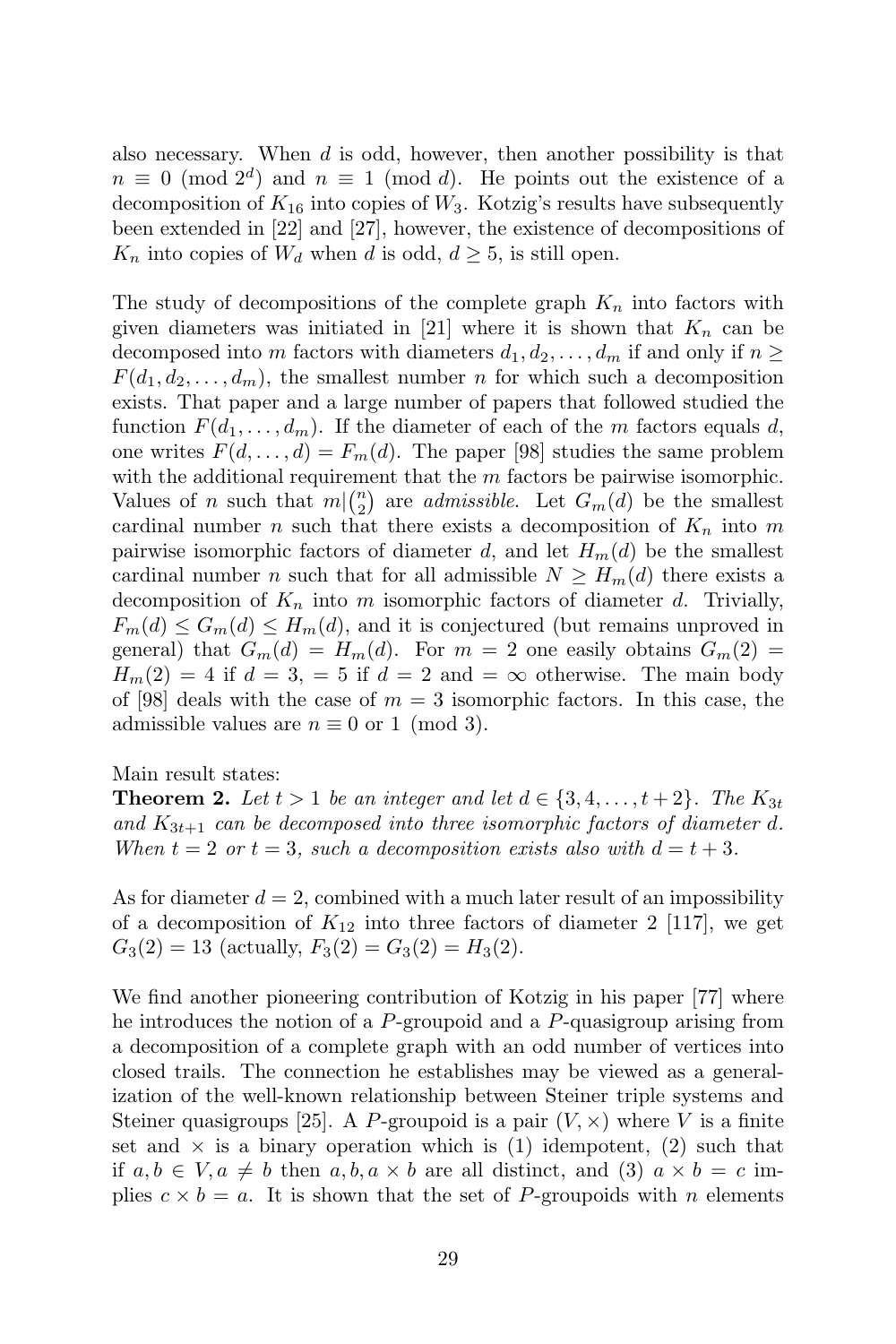also necessary. When $d$ is odd, however, then another possibility is that $n \equiv 0 \pmod{2^d}$ and $n \equiv 1 \pmod{d}$. He points out the existence of a decomposition of $K_{16}$ into copies of $W_3$. Kotzig's results have subsequently been extended in [22] and [27], however, the existence of decompositions of $K_n$ into copies of $W_d$ when $d$ is odd, $d \geq 5$, is still open.

The study of decompositions of the complete graph $K_n$ into factors with given diameters was initiated in [21] where it is shown that $K_n$ can be decomposed into $m$ factors with diameters $d_1, d_2, \ldots, d_m$ if and only if $n \geq F(d_1, d_2, \ldots, d_m)$, the smallest number $n$ for which such a decomposition exists. That paper and a large number of papers that followed studied the function $F(d_1, \ldots, d_m)$. If the diameter of each of the $m$ factors equals $d$, one writes $F(d, \ldots, d) = F_m(d)$. The paper [98] studies the same problem with the additional requirement that the $m$ factors be pairwise isomorphic. Values of $n$ such that $m | \binom{n}{2}$ are *admissible*. Let $G_m(d)$ be the smallest cardinal number $n$ such that there exists a decomposition of $K_n$ into $m$ pairwise isomorphic factors of diameter $d$, and let $H_m(d)$ be the smallest cardinal number $n$ such that for all admissible $N \geq H_m(d)$ there exists a decomposition of $K_n$ into $m$ isomorphic factors of diameter $d$. Trivially, $F_m(d) \leq G_m(d) \leq H_m(d)$, and it is conjectured (but remains unproved in general) that $G_m(d) = H_m(d)$. For $m = 2$ one easily obtains $G_m(2) = H_m(2) = 4$ if $d = 3$, $= 5$ if $d = 2$ and $= \infty$ otherwise. The main body of [98] deals with the case of $m = 3$ isomorphic factors. In this case, the admissible values are $n \equiv 0$ or $1 \pmod{3}$.

Main result states:

**Theorem 2.** *Let $t > 1$ be an integer and let $d \in \{3, 4, \ldots, t+2\}$. The $K_{3t}$ and $K_{3t+1}$ can be decomposed into three isomorphic factors of diameter $d$. When $t = 2$ or $t = 3$, such a decomposition exists also with $d = t + 3$.*

As for diameter $d = 2$, combined with a much later result of an impossibility of a decomposition of $K_{12}$ into three factors of diameter 2 [117], we get $G_3(2) = 13$ (actually, $F_3(2) = G_3(2) = H_3(2)$.

We find another pioneering contribution of Kotzig in his paper [77] where he introduces the notion of a $P$-groupoid and a $P$-quasigroup arising from a decomposition of a complete graph with an odd number of vertices into closed trails. The connection he establishes may be viewed as a generalization of the well-known relationship between Steiner triple systems and Steiner quasigroups [25]. A $P$-groupoid is a pair $(V, \times)$ where $V$ is a finite set and $\times$ is a binary operation which is (1) idempotent, (2) such that if $a, b \in V, a \neq b$ then $a, b, a \times b$ are all distinct, and (3) $a \times b = c$ implies $c \times b = a$. It is shown that the set of $P$-groupoids with $n$ elements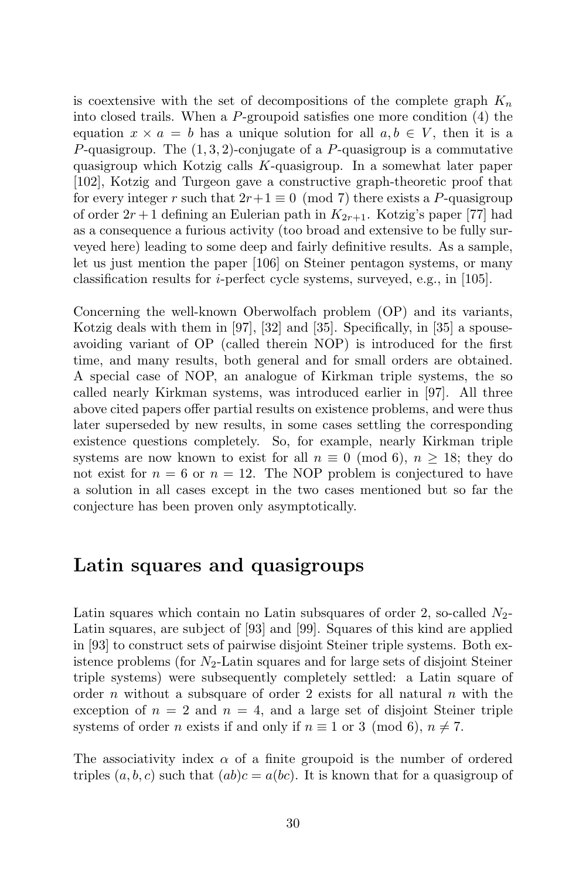is coextensive with the set of decompositions of the complete graph $K_n$ into closed trails. When a $P$-groupoid satisfies one more condition (4) the equation $x \times a = b$ has a unique solution for all $a, b \in V$, then it is a $P$-quasigroup. The $(1, 3, 2)$-conjugate of a $P$-quasigroup is a commutative quasigroup which Kotzig calls $K$-quasigroup. In a somewhat later paper [102], Kotzig and Turgeon gave a constructive graph-theoretic proof that for every integer $r$ such that $2r+1 \equiv 0 \pmod 7$ there exists a $P$-quasigroup of order $2r+1$ defining an Eulerian path in $K_{2r+1}$. Kotzig's paper [77] had as a consequence a furious activity (too broad and extensive to be fully surveyed here) leading to some deep and fairly definitive results. As a sample, let us just mention the paper [106] on Steiner pentagon systems, or many classification results for $i$-perfect cycle systems, surveyed, e.g., in [105].

Concerning the well-known Oberwolfach problem (OP) and its variants, Kotzig deals with them in [97], [32] and [35]. Specifically, in [35] a spouse-avoiding variant of OP (called therein NOP) is introduced for the first time, and many results, both general and for small orders are obtained. A special case of NOP, an analogue of Kirkman triple systems, the so called nearly Kirkman systems, was introduced earlier in [97]. All three above cited papers offer partial results on existence problems, and were thus later superseded by new results, in some cases settling the corresponding existence questions completely. So, for example, nearly Kirkman triple systems are now known to exist for all $n \equiv 0 \pmod 6$, $n \geq 18$; they do not exist for $n = 6$ or $n = 12$. The NOP problem is conjectured to have a solution in all cases except in the two cases mentioned but so far the conjecture has been proven only asymptotically.

## Latin squares and quasigroups

Latin squares which contain no Latin subsquares of order 2, so-called $N_2$-Latin squares, are subject of [93] and [99]. Squares of this kind are applied in [93] to construct sets of pairwise disjoint Steiner triple systems. Both existence problems (for $N_2$-Latin squares and for large sets of disjoint Steiner triple systems) were subsequently completely settled: a Latin square of order $n$ without a subsquare of order 2 exists for all natural $n$ with the exception of $n = 2$ and $n = 4$, and a large set of disjoint Steiner triple systems of order $n$ exists if and only if $n \equiv 1$ or $3 \pmod 6$, $n \neq 7$.

The associativity index $\alpha$ of a finite groupoid is the number of ordered triples $(a, b, c)$ such that $(ab)c = a(bc)$. It is known that for a quasigroup of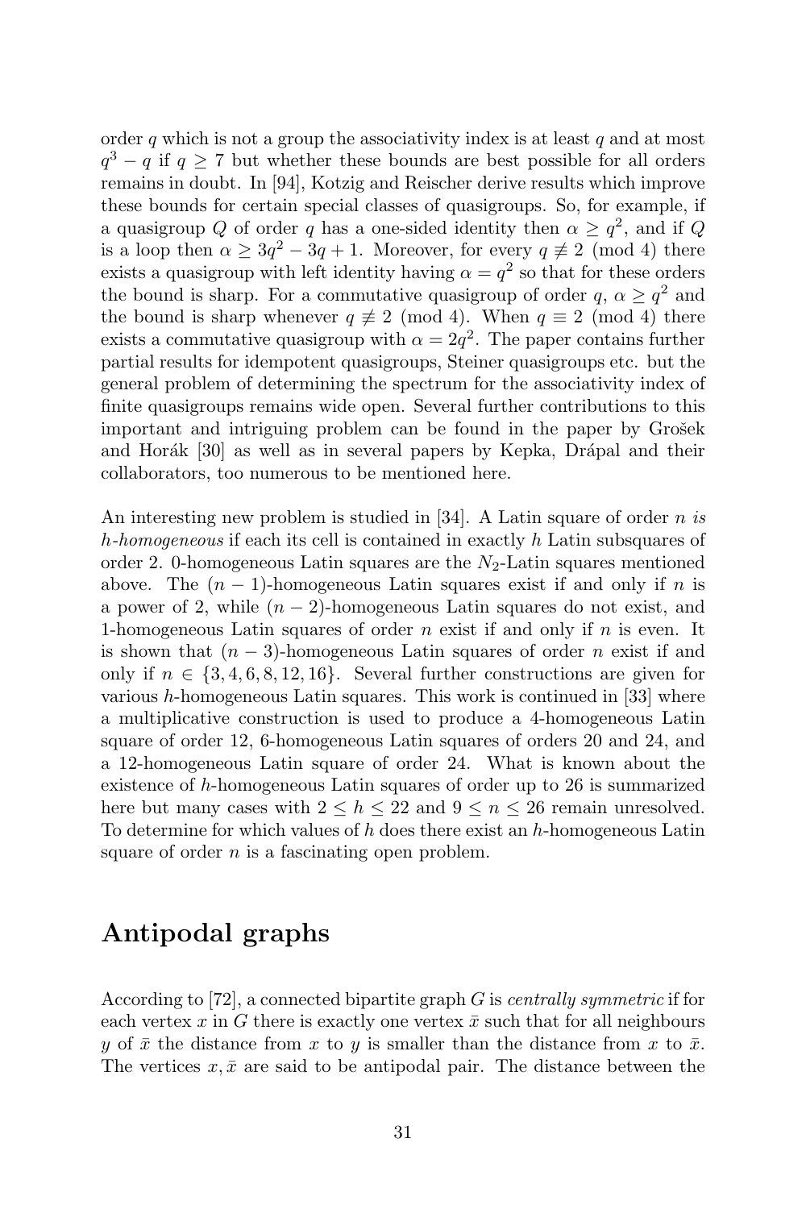order $q$ which is not a group the associativity index is at least $q$ and at most $q^3 - q$ if $q \geq 7$ but whether these bounds are best possible for all orders remains in doubt. In [94], Kotzig and Reischer derive results which improve these bounds for certain special classes of quasigroups. So, for example, if a quasigroup $Q$ of order $q$ has a one-sided identity then $\alpha \geq q^2$, and if $Q$ is a loop then $\alpha \geq 3q^2 - 3q + 1$. Moreover, for every $q \not\equiv 2 \pmod 4$ there exists a quasigroup with left identity having $\alpha = q^2$ so that for these orders the bound is sharp. For a commutative quasigroup of order $q$, $\alpha \geq q^2$ and the bound is sharp whenever $q \not\equiv 2 \pmod 4$. When $q \equiv 2 \pmod 4$ there exists a commutative quasigroup with $\alpha = 2q^2$. The paper contains further partial results for idempotent quasigroups, Steiner quasigroups etc. but the general problem of determining the spectrum for the associativity index of finite quasigroups remains wide open. Several further contributions to this important and intriguing problem can be found in the paper by Grošek and Horák [30] as well as in several papers by Kepka, Drápal and their collaborators, too numerous to be mentioned here.

An interesting new problem is studied in [34]. A Latin square of order $n$ *is h-homogeneous* if each its cell is contained in exactly $h$ Latin subsquares of order 2. 0-homogeneous Latin squares are the $N_2$-Latin squares mentioned above. The $(n-1)$-homogeneous Latin squares exist if and only if $n$ is a power of 2, while $(n-2)$-homogeneous Latin squares do not exist, and 1-homogeneous Latin squares of order $n$ exist if and only if $n$ is even. It is shown that $(n-3)$-homogeneous Latin squares of order $n$ exist if and only if $n \in \{3, 4, 6, 8, 12, 16\}$. Several further constructions are given for various $h$-homogeneous Latin squares. This work is continued in [33] where a multiplicative construction is used to produce a 4-homogeneous Latin square of order 12, 6-homogeneous Latin squares of orders 20 and 24, and a 12-homogeneous Latin square of order 24. What is known about the existence of $h$-homogeneous Latin squares of order up to 26 is summarized here but many cases with $2 \leq h \leq 22$ and $9 \leq n \leq 26$ remain unresolved. To determine for which values of $h$ does there exist an $h$-homogeneous Latin square of order $n$ is a fascinating open problem.

## Antipodal graphs

According to [72], a connected bipartite graph $G$ is *centrally symmetric* if for each vertex $x$ in $G$ there is exactly one vertex $\bar{x}$ such that for all neighbours $y$ of $\bar{x}$ the distance from $x$ to $y$ is smaller than the distance from $x$ to $\bar{x}$. The vertices $x, \bar{x}$ are said to be antipodal pair. The distance between the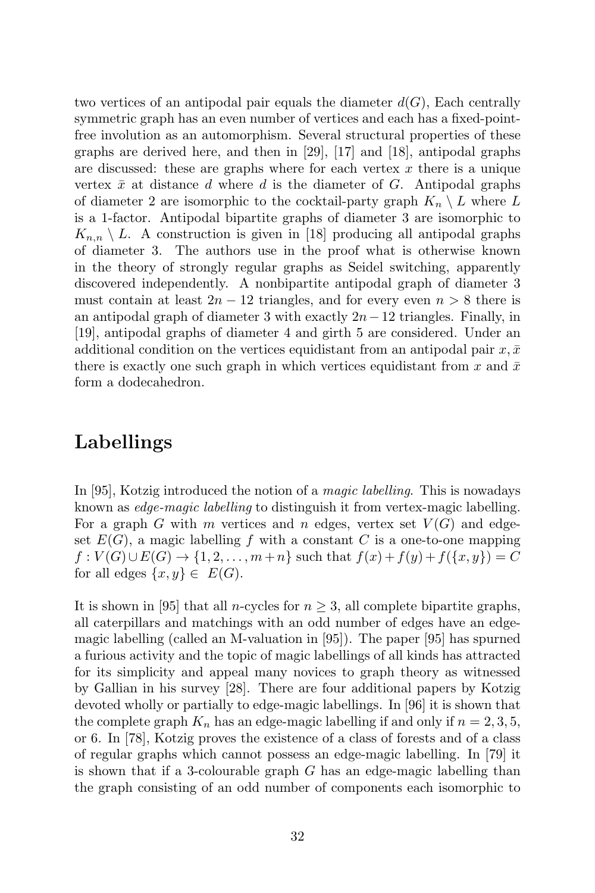two vertices of an antipodal pair equals the diameter $d(G)$, Each centrally symmetric graph has an even number of vertices and each has a fixed-point-free involution as an automorphism. Several structural properties of these graphs are derived here, and then in [29], [17] and [18], antipodal graphs are discussed: these are graphs where for each vertex $x$ there is a unique vertex $\bar{x}$ at distance $d$ where $d$ is the diameter of $G$. Antipodal graphs of diameter 2 are isomorphic to the cocktail-party graph $K_n \setminus L$ where $L$ is a 1-factor. Antipodal bipartite graphs of diameter 3 are isomorphic to $K_{n,n} \setminus L$. A construction is given in [18] producing all antipodal graphs of diameter 3. The authors use in the proof what is otherwise known in the theory of strongly regular graphs as Seidel switching, apparently discovered independently. A nonbipartite antipodal graph of diameter 3 must contain at least $2n - 12$ triangles, and for every even $n > 8$ there is an antipodal graph of diameter 3 with exactly $2n - 12$ triangles. Finally, in [19], antipodal graphs of diameter 4 and girth 5 are considered. Under an additional condition on the vertices equidistant from an antipodal pair $x, \bar{x}$ there is exactly one such graph in which vertices equidistant from $x$ and $\bar{x}$ form a dodecahedron.

# Labellings

In [95], Kotzig introduced the notion of a *magic labelling*. This is nowadays known as *edge-magic labelling* to distinguish it from vertex-magic labelling. For a graph $G$ with $m$ vertices and $n$ edges, vertex set $V(G)$ and edge-set $E(G)$, a magic labelling $f$ with a constant $C$ is a one-to-one mapping $f : V(G) \cup E(G) \to \{1, 2, \ldots, m+n\}$ such that $f(x) + f(y) + f(\{x, y\}) = C$ for all edges $\{x, y\} \in E(G)$.

It is shown in [95] that all $n$-cycles for $n \geq 3$, all complete bipartite graphs, all caterpillars and matchings with an odd number of edges have an edge-magic labelling (called an M-valuation in [95]). The paper [95] has spurned a furious activity and the topic of magic labellings of all kinds has attracted for its simplicity and appeal many novices to graph theory as witnessed by Gallian in his survey [28]. There are four additional papers by Kotzig devoted wholly or partially to edge-magic labellings. In [96] it is shown that the complete graph $K_n$ has an edge-magic labelling if and only if $n = 2, 3, 5,$ or 6. In [78], Kotzig proves the existence of a class of forests and of a class of regular graphs which cannot possess an edge-magic labelling. In [79] it is shown that if a 3-colourable graph $G$ has an edge-magic labelling than the graph consisting of an odd number of components each isomorphic to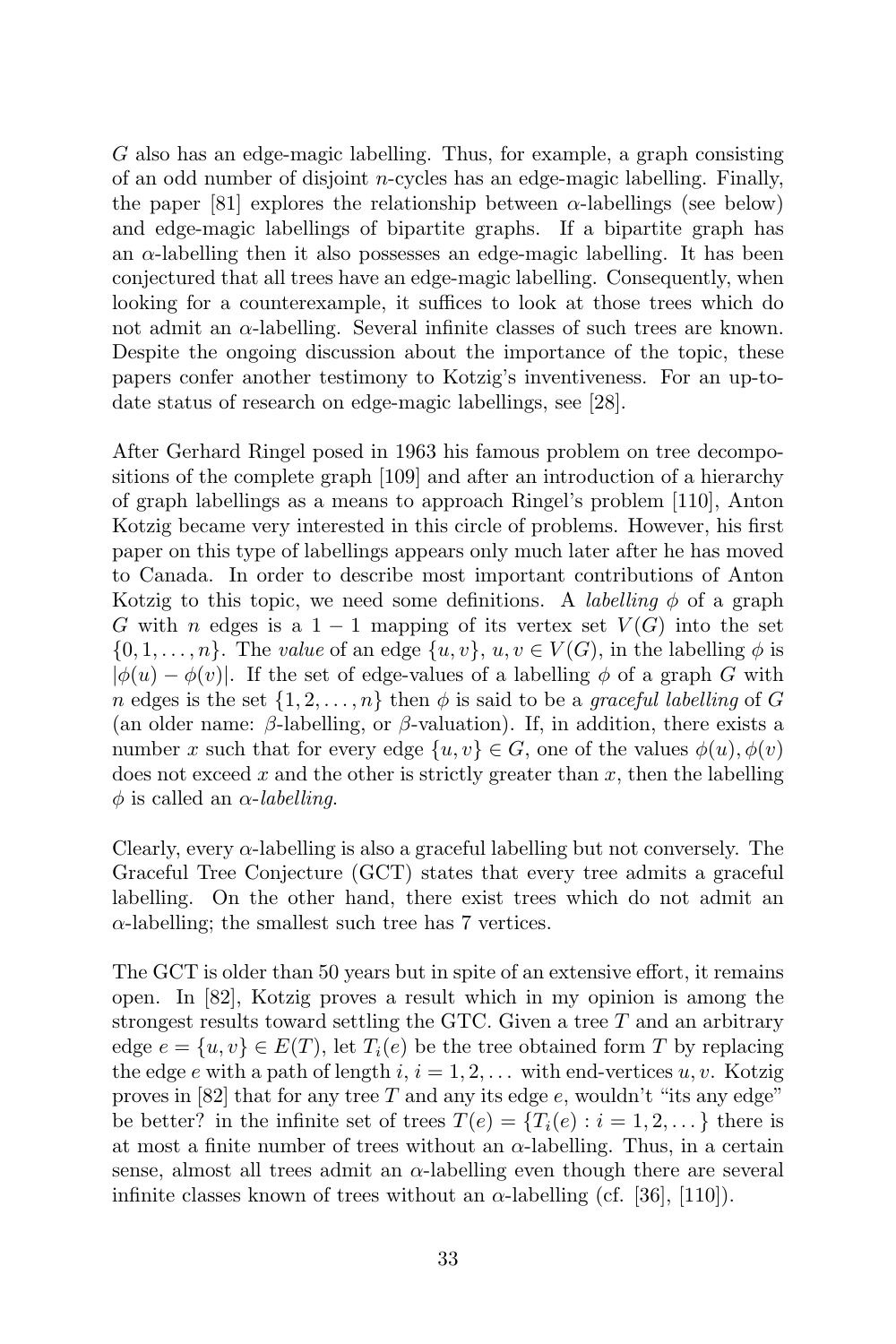$G$ also has an edge-magic labelling. Thus, for example, a graph consisting of an odd number of disjoint $n$-cycles has an edge-magic labelling. Finally, the paper [81] explores the relationship between $\alpha$-labellings (see below) and edge-magic labellings of bipartite graphs. If a bipartite graph has an $\alpha$-labelling then it also possesses an edge-magic labelling. It has been conjectured that all trees have an edge-magic labelling. Consequently, when looking for a counterexample, it suffices to look at those trees which do not admit an $\alpha$-labelling. Several infinite classes of such trees are known. Despite the ongoing discussion about the importance of the topic, these papers confer another testimony to Kotzig's inventiveness. For an up-to-date status of research on edge-magic labellings, see [28].

After Gerhard Ringel posed in 1963 his famous problem on tree decompositions of the complete graph [109] and after an introduction of a hierarchy of graph labellings as a means to approach Ringel's problem [110], Anton Kotzig became very interested in this circle of problems. However, his first paper on this type of labellings appears only much later after he has moved to Canada. In order to describe most important contributions of Anton Kotzig to this topic, we need some definitions. A *labelling* $\phi$ of a graph $G$ with $n$ edges is a $1-1$ mapping of its vertex set $V(G)$ into the set $\{0, 1, \dots, n\}$. The *value* of an edge $\{u, v\}$, $u, v \in V(G)$, in the labelling $\phi$ is $|\phi(u) - \phi(v)|$. If the set of edge-values of a labelling $\phi$ of a graph $G$ with $n$ edges is the set $\{1, 2, \dots, n\}$ then $\phi$ is said to be a *graceful labelling* of $G$ (an older name: $\beta$-labelling, or $\beta$-valuation). If, in addition, there exists a number $x$ such that for every edge $\{u, v\} \in G$, one of the values $\phi(u), \phi(v)$ does not exceed $x$ and the other is strictly greater than $x$, then the labelling $\phi$ is called an *$\alpha$-labelling*.

Clearly, every $\alpha$-labelling is also a graceful labelling but not conversely. The Graceful Tree Conjecture (GCT) states that every tree admits a graceful labelling. On the other hand, there exist trees which do not admit an $\alpha$-labelling; the smallest such tree has 7 vertices.

The GCT is older than 50 years but in spite of an extensive effort, it remains open. In [82], Kotzig proves a result which in my opinion is among the strongest results toward settling the GTC. Given a tree $T$ and an arbitrary edge $e = \{u, v\} \in E(T)$, let $T_i(e)$ be the tree obtained form $T$ by replacing the edge $e$ with a path of length $i$, $i = 1, 2, \dots$ with end-vertices $u, v$. Kotzig proves in [82] that for any tree $T$ and any its edge $e$, wouldn't "its any edge" be better? in the infinite set of trees $T(e) = \{T_i(e) : i = 1, 2, \dots\}$ there is at most a finite number of trees without an $\alpha$-labelling. Thus, in a certain sense, almost all trees admit an $\alpha$-labelling even though there are several infinite classes known of trees without an $\alpha$-labelling (cf. [36], [110]).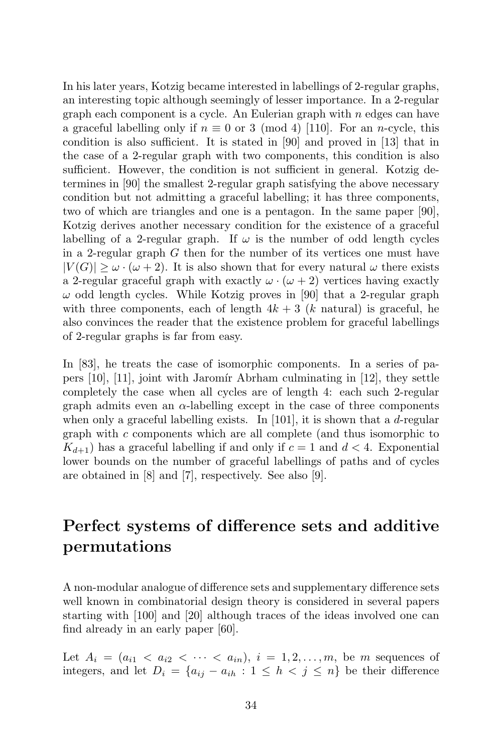In his later years, Kotzig became interested in labellings of 2-regular graphs, an interesting topic although seemingly of lesser importance. In a 2-regular graph each component is a cycle. An Eulerian graph with $n$ edges can have a graceful labelling only if $n \equiv 0$ or $3 \pmod 4$ [110]. For an $n$-cycle, this condition is also sufficient. It is stated in [90] and proved in [13] that in the case of a 2-regular graph with two components, this condition is also sufficient. However, the condition is not sufficient in general. Kotzig determines in [90] the smallest 2-regular graph satisfying the above necessary condition but not admitting a graceful labelling; it has three components, two of which are triangles and one is a pentagon. In the same paper [90], Kotzig derives another necessary condition for the existence of a graceful labelling of a 2-regular graph. If $\omega$ is the number of odd length cycles in a 2-regular graph $G$ then for the number of its vertices one must have $|V(G)| \geq \omega \cdot (\omega + 2)$. It is also shown that for every natural $\omega$ there exists a 2-regular graceful graph with exactly $\omega \cdot (\omega + 2)$ vertices having exactly $\omega$ odd length cycles. While Kotzig proves in [90] that a 2-regular graph with three components, each of length $4k + 3$ ($k$ natural) is graceful, he also convinces the reader that the existence problem for graceful labellings of 2-regular graphs is far from easy.

In [83], he treats the case of isomorphic components. In a series of papers [10], [11], joint with Jaromír Abrham culminating in [12], they settle completely the case when all cycles are of length 4: each such 2-regular graph admits even an $\alpha$-labelling except in the case of three components when only a graceful labelling exists. In [101], it is shown that a $d$-regular graph with $c$ components which are all complete (and thus isomorphic to $K_{d+1}$) has a graceful labelling if and only if $c = 1$ and $d < 4$. Exponential lower bounds on the number of graceful labellings of paths and of cycles are obtained in [8] and [7], respectively. See also [9].

## Perfect systems of difference sets and additive permutations

A non-modular analogue of difference sets and supplementary difference sets well known in combinatorial design theory is considered in several papers starting with [100] and [20] although traces of the ideas involved one can find already in an early paper [60].

Let $A_i = (a_{i1} < a_{i2} < \cdots < a_{in})$, $i = 1, 2, \ldots, m$, be $m$ sequences of integers, and let $D_i = \{a_{ij} - a_{ih} : 1 \leq h < j \leq n\}$ be their difference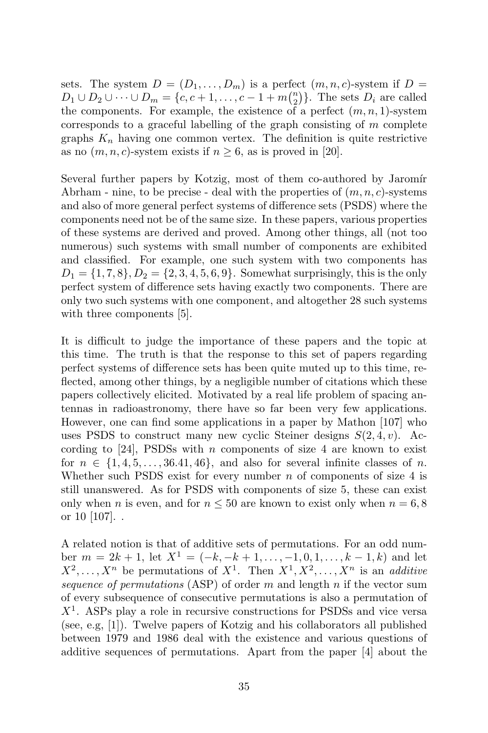sets. The system $D = (D_1, \ldots, D_m)$ is a perfect $(m, n, c)$-system if $D = D_1 \cup D_2 \cup \cdots \cup D_m = \{c, c+1, \ldots, c-1+m\binom{n}{2}\}$. The sets $D_i$ are called the components. For example, the existence of a perfect $(m, n, 1)$-system corresponds to a graceful labelling of the graph consisting of $m$ complete graphs $K_n$ having one common vertex. The definition is quite restrictive as no $(m, n, c)$-system exists if $n \geq 6$, as is proved in [20].

Several further papers by Kotzig, most of them co-authored by Jaromír Abrham - nine, to be precise - deal with the properties of $(m, n, c)$-systems and also of more general perfect systems of difference sets (PSDS) where the components need not be of the same size. In these papers, various properties of these systems are derived and proved. Among other things, all (not too numerous) such systems with small number of components are exhibited and classified. For example, one such system with two components has $D_1 = \{1, 7, 8\}, D_2 = \{2, 3, 4, 5, 6, 9\}$. Somewhat surprisingly, this is the only perfect system of difference sets having exactly two components. There are only two such systems with one component, and altogether 28 such systems with three components [5].

It is difficult to judge the importance of these papers and the topic at this time. The truth is that the response to this set of papers regarding perfect systems of difference sets has been quite muted up to this time, reflected, among other things, by a negligible number of citations which these papers collectively elicited. Motivated by a real life problem of spacing antennas in radioastronomy, there have so far been very few applications. However, one can find some applications in a paper by Mathon [107] who uses PSDS to construct many new cyclic Steiner designs $S(2, 4, v)$. According to [24], PSDSs with $n$ components of size 4 are known to exist for $n \in \{1, 4, 5, \ldots, 36.41, 46\}$, and also for several infinite classes of $n$. Whether such PSDS exist for every number $n$ of components of size 4 is still unanswered. As for PSDS with components of size 5, these can exist only when $n$ is even, and for $n \leq 50$ are known to exist only when $n = 6, 8$ or 10 [107]. .

A related notion is that of additive sets of permutations. For an odd number $m = 2k+1$, let $X^1 = (-k, -k+1, \ldots, -1, 0, 1, \ldots, k-1, k)$ and let $X^2, \ldots, X^n$ be permutations of $X^1$. Then $X^1, X^2, \ldots, X^n$ is an *additive sequence of permutations* (ASP) of order $m$ and length $n$ if the vector sum of every subsequence of consecutive permutations is also a permutation of $X^1$. ASPs play a role in recursive constructions for PSDSs and vice versa (see, e.g, [1]). Twelve papers of Kotzig and his collaborators all published between 1979 and 1986 deal with the existence and various questions of additive sequences of permutations. Apart from the paper [4] about the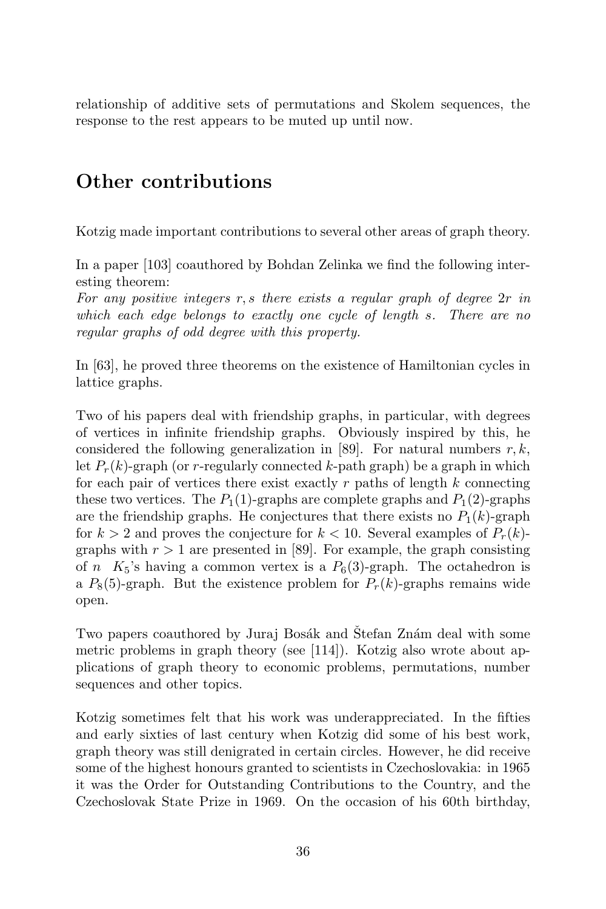relationship of additive sets of permutations and Skolem sequences, the response to the rest appears to be muted up until now.

## Other contributions

Kotzig made important contributions to several other areas of graph theory.

In a paper [103] coauthored by Bohdan Zelinka we find the following interesting theorem:
*For any positive integers $r, s$ there exists a regular graph of degree $2r$ in which each edge belongs to exactly one cycle of length $s$. There are no regular graphs of odd degree with this property.*

In [63], he proved three theorems on the existence of Hamiltonian cycles in lattice graphs.

Two of his papers deal with friendship graphs, in particular, with degrees of vertices in infinite friendship graphs. Obviously inspired by this, he considered the following generalization in [89]. For natural numbers $r, k$, let $P_r(k)$-graph (or $r$-regularly connected $k$-path graph) be a graph in which for each pair of vertices there exist exactly $r$ paths of length $k$ connecting these two vertices. The $P_1(1)$-graphs are complete graphs and $P_1(2)$-graphs are the friendship graphs. He conjectures that there exists no $P_1(k)$-graph for $k > 2$ and proves the conjecture for $k < 10$. Several examples of $P_r(k)$-graphs with $r > 1$ are presented in [89]. For example, the graph consisting of $n$ $K_5$'s having a common vertex is a $P_6(3)$-graph. The octahedron is a $P_8(5)$-graph. But the existence problem for $P_r(k)$-graphs remains wide open.

Two papers coauthored by Juraj Bosák and Štefan Znám deal with some metric problems in graph theory (see [114]). Kotzig also wrote about applications of graph theory to economic problems, permutations, number sequences and other topics.

Kotzig sometimes felt that his work was underappreciated. In the fifties and early sixties of last century when Kotzig did some of his best work, graph theory was still denigrated in certain circles. However, he did receive some of the highest honours granted to scientists in Czechoslovakia: in 1965 it was the Order for Outstanding Contributions to the Country, and the Czechoslovak State Prize in 1969. On the occasion of his 60th birthday,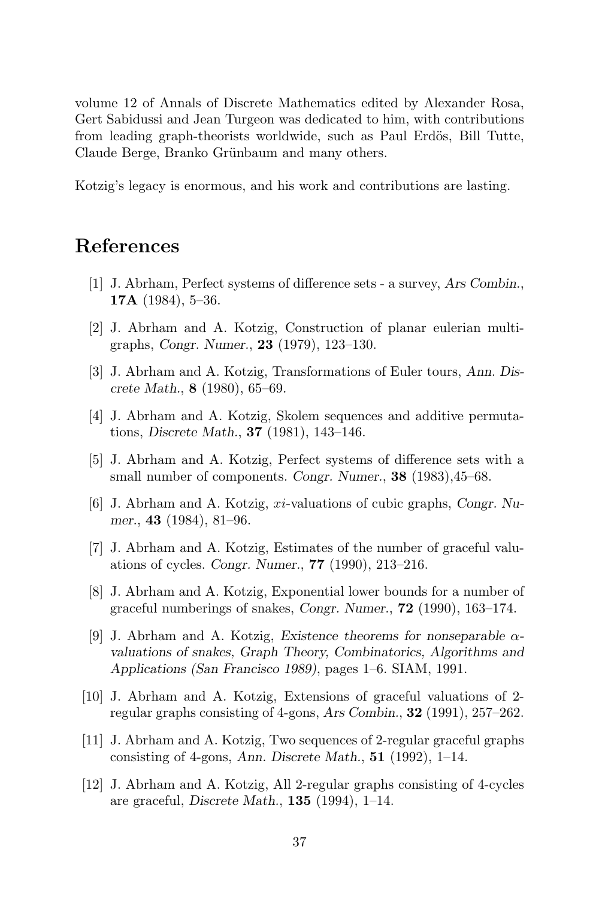volume 12 of Annals of Discrete Mathematics edited by Alexander Rosa, Gert Sabidussi and Jean Turgeon was dedicated to him, with contributions from leading graph-theorists worldwide, such as Paul Erdös, Bill Tutte, Claude Berge, Branko Grünbaum and many others.

Kotzig's legacy is enormous, and his work and contributions are lasting.

# References

[1] J. Abrham, Perfect systems of difference sets - a survey, *Ars Combin.*, **17A** (1984), 5–36.

[2] J. Abrham and A. Kotzig, Construction of planar eulerian multigraphs, *Congr. Numer.*, **23** (1979), 123–130.

[3] J. Abrham and A. Kotzig, Transformations of Euler tours, *Ann. Discrete Math.*, **8** (1980), 65–69.

[4] J. Abrham and A. Kotzig, Skolem sequences and additive permutations, *Discrete Math.*, **37** (1981), 143–146.

[5] J. Abrham and A. Kotzig, Perfect systems of difference sets with a small number of components. *Congr. Numer.*, **38** (1983),45–68.

[6] J. Abrham and A. Kotzig, $xi$-valuations of cubic graphs, *Congr. Numer.*, **43** (1984), 81–96.

[7] J. Abrham and A. Kotzig, Estimates of the number of graceful valuations of cycles. *Congr. Numer.*, **77** (1990), 213–216.

[8] J. Abrham and A. Kotzig, Exponential lower bounds for a number of graceful numberings of snakes, *Congr. Numer.*, **72** (1990), 163–174.

[9] J. Abrham and A. Kotzig, *Existence theorems for nonseparable $\alpha$-valuations of snakes*, *Graph Theory, Combinatorics, Algorithms and Applications (San Francisco 1989)*, pages 1–6. SIAM, 1991.

[10] J. Abrham and A. Kotzig, Extensions of graceful valuations of 2-regular graphs consisting of 4-gons, *Ars Combin.*, **32** (1991), 257–262.

[11] J. Abrham and A. Kotzig, Two sequences of 2-regular graceful graphs consisting of 4-gons, *Ann. Discrete Math.*, **51** (1992), 1–14.

[12] J. Abrham and A. Kotzig, All 2-regular graphs consisting of 4-cycles are graceful, *Discrete Math.*, **135** (1994), 1–14.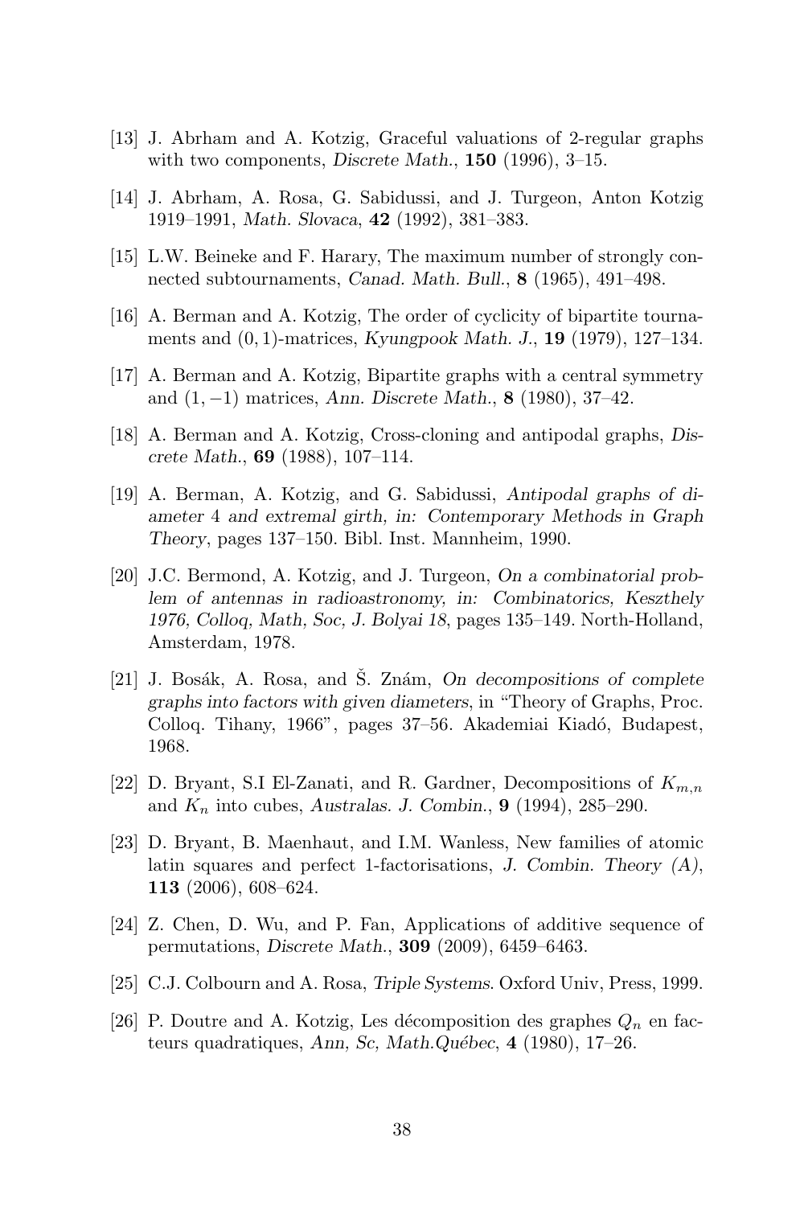[13] J. Abrham and A. Kotzig, Graceful valuations of 2-regular graphs with two components, *Discrete Math.*, **150** (1996), 3–15.

[14] J. Abrham, A. Rosa, G. Sabidussi, and J. Turgeon, Anton Kotzig 1919–1991, *Math. Slovaca*, **42** (1992), 381–383.

[15] L.W. Beineke and F. Harary, The maximum number of strongly connected subtournaments, *Canad. Math. Bull.*, **8** (1965), 491–498.

[16] A. Berman and A. Kotzig, The order of cyclicity of bipartite tournaments and $(0, 1)$-matrices, *Kyungpook Math. J.*, **19** (1979), 127–134.

[17] A. Berman and A. Kotzig, Bipartite graphs with a central symmetry and $(1, -1)$ matrices, *Ann. Discrete Math.*, **8** (1980), 37–42.

[18] A. Berman and A. Kotzig, Cross-cloning and antipodal graphs, *Discrete Math.*, **69** (1988), 107–114.

[19] A. Berman, A. Kotzig, and G. Sabidussi, *Antipodal graphs of diameter 4 and extremal girth, in: Contemporary Methods in Graph Theory*, pages 137–150. Bibl. Inst. Mannheim, 1990.

[20] J.C. Bermond, A. Kotzig, and J. Turgeon, *On a combinatorial problem of antennas in radioastronomy, in: Combinatorics, Keszthely 1976, Colloq, Math, Soc, J. Bolyai 18*, pages 135–149. North-Holland, Amsterdam, 1978.

[21] J. Bosák, A. Rosa, and Š. Znám, *On decompositions of complete graphs into factors with given diameters*, in "Theory of Graphs, Proc. Colloq. Tihany, 1966", pages 37–56. Akademiai Kiadó, Budapest, 1968.

[22] D. Bryant, S.I El-Zanati, and R. Gardner, Decompositions of $K_{m,n}$ and $K_n$ into cubes, *Australas. J. Combin.*, **9** (1994), 285–290.

[23] D. Bryant, B. Maenhaut, and I.M. Wanless, New families of atomic latin squares and perfect 1-factorisations, *J. Combin. Theory (A)*, **113** (2006), 608–624.

[24] Z. Chen, D. Wu, and P. Fan, Applications of additive sequence of permutations, *Discrete Math.*, **309** (2009), 6459–6463.

[25] C.J. Colbourn and A. Rosa, *Triple Systems*. Oxford Univ, Press, 1999.

[26] P. Doutre and A. Kotzig, Les décomposition des graphes $Q_n$ en facteurs quadratiques, *Ann, Sc, Math.Québec*, **4** (1980), 17–26.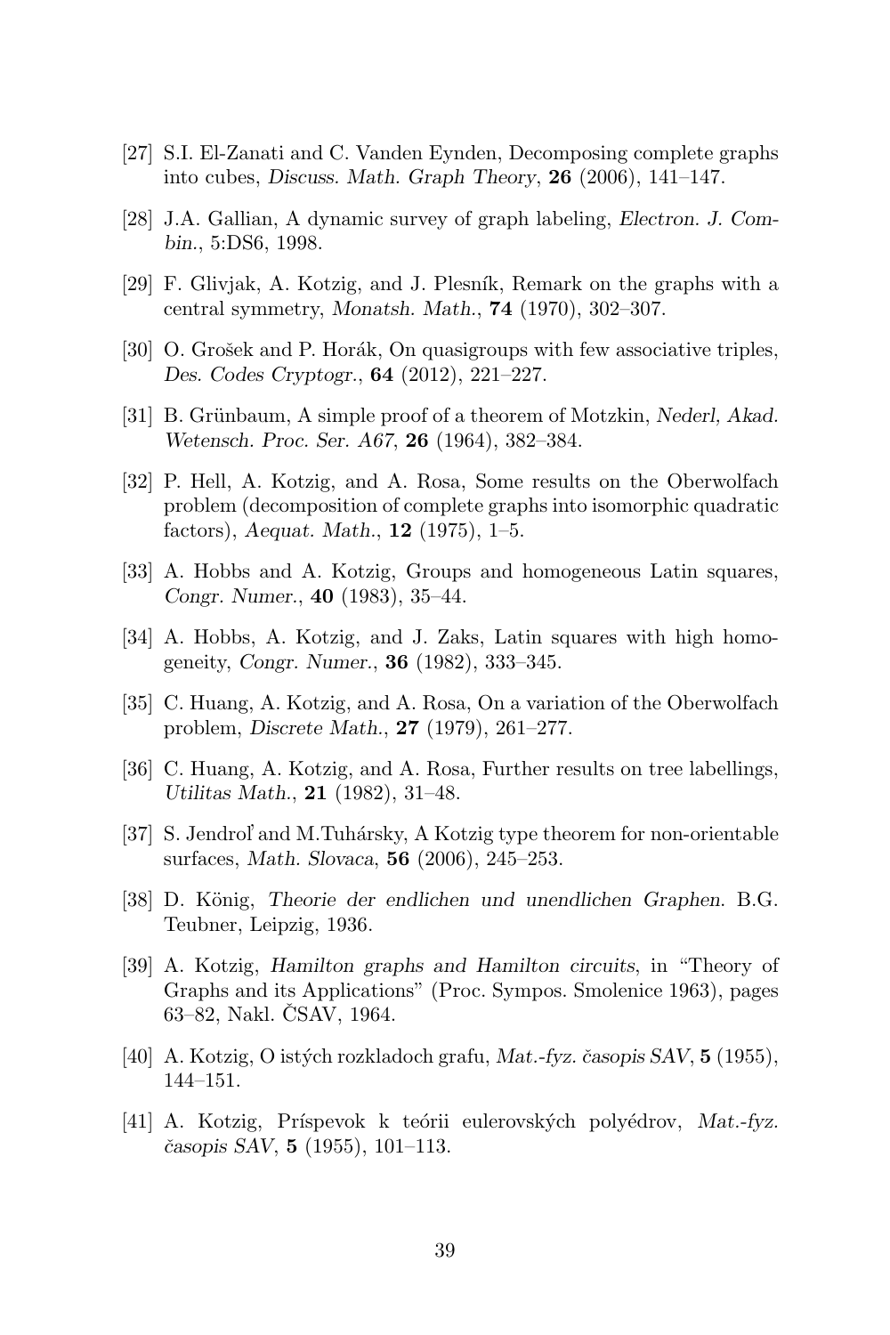[27] S.I. El-Zanati and C. Vanden Eynden, Decomposing complete graphs into cubes, *Discuss. Math. Graph Theory*, **26** (2006), 141–147.

[28] J.A. Gallian, A dynamic survey of graph labeling, *Electron. J. Combin.*, 5:DS6, 1998.

[29] F. Glivjak, A. Kotzig, and J. Plesník, Remark on the graphs with a central symmetry, *Monatsh. Math.*, **74** (1970), 302–307.

[30] O. Grošek and P. Horák, On quasigroups with few associative triples, *Des. Codes Cryptogr.*, **64** (2012), 221–227.

[31] B. Grünbaum, A simple proof of a theorem of Motzkin, *Nederl, Akad. Wetensch. Proc. Ser. A67*, **26** (1964), 382–384.

[32] P. Hell, A. Kotzig, and A. Rosa, Some results on the Oberwolfach problem (decomposition of complete graphs into isomorphic quadratic factors), *Aequat. Math.*, **12** (1975), 1–5.

[33] A. Hobbs and A. Kotzig, Groups and homogeneous Latin squares, *Congr. Numer.*, **40** (1983), 35–44.

[34] A. Hobbs, A. Kotzig, and J. Zaks, Latin squares with high homogeneity, *Congr. Numer.*, **36** (1982), 333–345.

[35] C. Huang, A. Kotzig, and A. Rosa, On a variation of the Oberwolfach problem, *Discrete Math.*, **27** (1979), 261–277.

[36] C. Huang, A. Kotzig, and A. Rosa, Further results on tree labellings, *Utilitas Math.*, **21** (1982), 31–48.

[37] S. Jendroľ and M.Tuhársky, A Kotzig type theorem for non-orientable surfaces, *Math. Slovaca*, **56** (2006), 245–253.

[38] D. König, *Theorie der endlichen und unendlichen Graphen*. B.G. Teubner, Leipzig, 1936.

[39] A. Kotzig, *Hamilton graphs and Hamilton circuits*, in "Theory of Graphs and its Applications" (Proc. Sympos. Smolenice 1963), pages 63–82, Nakl. ČSAV, 1964.

[40] A. Kotzig, O istých rozkladoch grafu, *Mat.-fyz. časopis SAV*, **5** (1955), 144–151.

[41] A. Kotzig, Príspevok k teórii eulerovských polyédrov, *Mat.-fyz. časopis SAV*, **5** (1955), 101–113.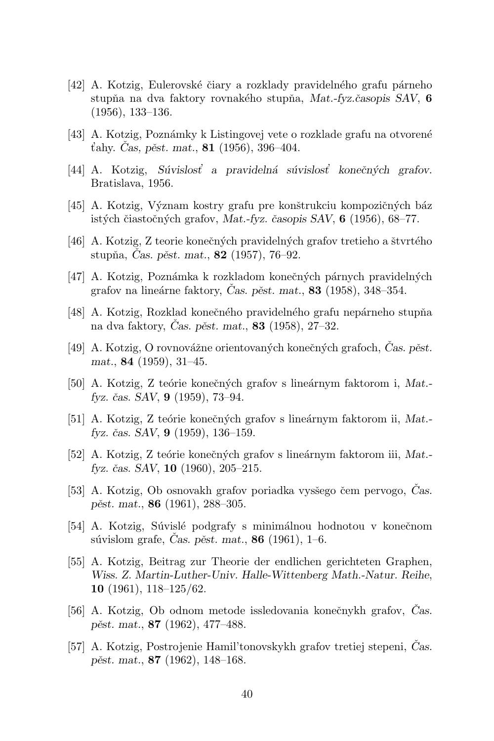[42] A. Kotzig, Eulerovské čiary a rozklady pravidelného grafu párneho stupňa na dva faktory rovnakého stupňa, *Mat.-fyz.časopis SAV*, **6** (1956), 133–136.

[43] A. Kotzig, Poznámky k Listingovej vete o rozklade grafu na otvorené ťahy. *Čas, pěst. mat.*, **81** (1956), 396–404.

[44] A. Kotzig, *Súvislosť a pravidelná súvislosť konečných grafov*. Bratislava, 1956.

[45] A. Kotzig, Význam kostry grafu pre konštrukciu kompozičných báz istých čiastočných grafov, *Mat.-fyz. časopis SAV*, **6** (1956), 68–77.

[46] A. Kotzig, Z teorie konečných pravidelných grafov tretieho a štvrtého stupňa, *Čas. pěst. mat.*, **82** (1957), 76–92.

[47] A. Kotzig, Poznámka k rozkladom konečných párnych pravidelných grafov na lineárne faktory, *Čas. pěst. mat.*, **83** (1958), 348–354.

[48] A. Kotzig, Rozklad konečného pravidelného grafu nepárneho stupňa na dva faktory, *Čas. pěst. mat.*, **83** (1958), 27–32.

[49] A. Kotzig, O rovnovážne orientovaných konečných grafoch, *Čas. pěst. mat.*, **84** (1959), 31–45.

[50] A. Kotzig, Z teórie konečných grafov s lineárnym faktorom i, *Mat.-fyz. čas. SAV*, **9** (1959), 73–94.

[51] A. Kotzig, Z teórie konečných grafov s lineárnym faktorom ii, *Mat.-fyz. čas. SAV*, **9** (1959), 136–159.

[52] A. Kotzig, Z teórie konečných grafov s lineárnym faktorom iii, *Mat.-fyz. čas. SAV*, **10** (1960), 205–215.

[53] A. Kotzig, Ob osnovakh grafov poriadka vyššego čem pervogo, *Čas. pěst. mat.*, **86** (1961), 288–305.

[54] A. Kotzig, Súvislé podgrafy s minimálnou hodnotou v konečnom súvislom grafe, *Čas. pěst. mat.*, **86** (1961), 1–6.

[55] A. Kotzig, Beitrag zur Theorie der endlichen gerichteten Graphen, *Wiss. Z. Martin-Luther-Univ. Halle-Wittenberg Math.-Natur. Reihe*, **10** (1961), 118–125/62.

[56] A. Kotzig, Ob odnom metode issledovania konečnykh grafov, *Čas. pěst. mat.*, **87** (1962), 477–488.

[57] A. Kotzig, Postrojenie Hamil'tonovskykh grafov tretiej stepeni, *Čas. pěst. mat.*, **87** (1962), 148–168.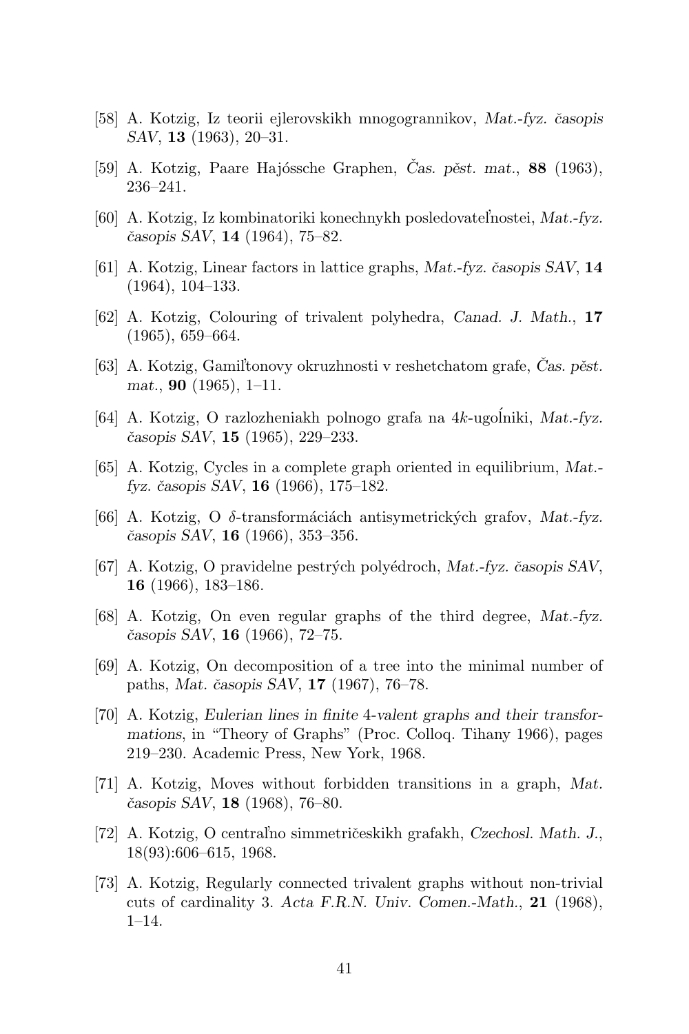[58] A. Kotzig, Iz teorii ejlerovskikh mnogogrannikov, *Mat.-fyz. časopis SAV*, **13** (1963), 20–31.

[59] A. Kotzig, Paare Hajóssche Graphen, *Čas. pěst. mat.*, **88** (1963), 236–241.

[60] A. Kotzig, Iz kombinatoriki konechnykh posledovateľnostei, *Mat.-fyz. časopis SAV*, **14** (1964), 75–82.

[61] A. Kotzig, Linear factors in lattice graphs, *Mat.-fyz. časopis SAV*, **14** (1964), 104–133.

[62] A. Kotzig, Colouring of trivalent polyhedra, *Canad. J. Math.*, **17** (1965), 659–664.

[63] A. Kotzig, Gamiľtonovy okruzhnosti v reshetchatom grafe, *Čas. pěst. mat.*, **90** (1965), 1–11.

[64] A. Kotzig, O razlozheniakh polnogo grafa na $4k$-ugoĺniki, *Mat.-fyz. časopis SAV*, **15** (1965), 229–233.

[65] A. Kotzig, Cycles in a complete graph oriented in equilibrium, *Mat.-fyz. časopis SAV*, **16** (1966), 175–182.

[66] A. Kotzig, O $\delta$-transformáciách antisymetrických grafov, *Mat.-fyz. časopis SAV*, **16** (1966), 353–356.

[67] A. Kotzig, O pravidelne pestrých polyédroch, *Mat.-fyz. časopis SAV*, **16** (1966), 183–186.

[68] A. Kotzig, On even regular graphs of the third degree, *Mat.-fyz. časopis SAV*, **16** (1966), 72–75.

[69] A. Kotzig, On decomposition of a tree into the minimal number of paths, *Mat. časopis SAV*, **17** (1967), 76–78.

[70] A. Kotzig, *Eulerian lines in finite 4-valent graphs and their transformations*, in "Theory of Graphs" (Proc. Colloq. Tihany 1966), pages 219–230. Academic Press, New York, 1968.

[71] A. Kotzig, Moves without forbidden transitions in a graph, *Mat. časopis SAV*, **18** (1968), 76–80.

[72] A. Kotzig, O centraľno simmetričeskikh grafakh, *Czechosl. Math. J.*, 18(93):606–615, 1968.

[73] A. Kotzig, Regularly connected trivalent graphs without non-trivial cuts of cardinality 3. *Acta F.R.N. Univ. Comen.-Math.*, **21** (1968), 1–14.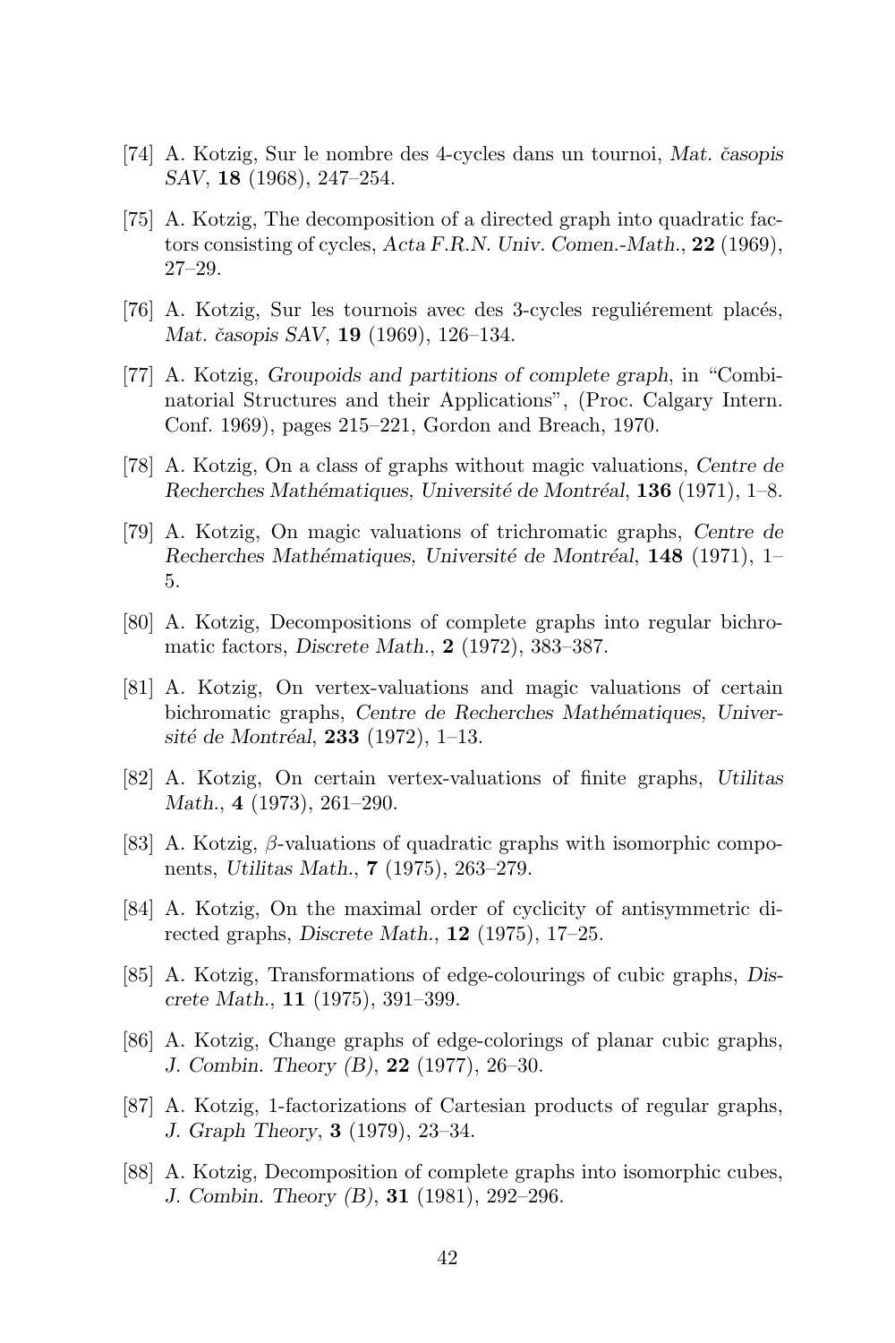[74] A. Kotzig, Sur le nombre des 4-cycles dans un tournoi, *Mat. časopis SAV*, **18** (1968), 247–254.

[75] A. Kotzig, The decomposition of a directed graph into quadratic factors consisting of cycles, *Acta F.R.N. Univ. Comen.-Math.*, **22** (1969), 27–29.

[76] A. Kotzig, Sur les tournois avec des 3-cycles reguliérement placés, *Mat. časopis SAV*, **19** (1969), 126–134.

[77] A. Kotzig, *Groupoids and partitions of complete graph*, in "Combinatorial Structures and their Applications", (Proc. Calgary Intern. Conf. 1969), pages 215–221, Gordon and Breach, 1970.

[78] A. Kotzig, On a class of graphs without magic valuations, *Centre de Recherches Mathématiques, Université de Montréal*, **136** (1971), 1–8.

[79] A. Kotzig, On magic valuations of trichromatic graphs, *Centre de Recherches Mathématiques, Université de Montréal*, **148** (1971), 1–5.

[80] A. Kotzig, Decompositions of complete graphs into regular bichromatic factors, *Discrete Math.*, **2** (1972), 383–387.

[81] A. Kotzig, On vertex-valuations and magic valuations of certain bichromatic graphs, *Centre de Recherches Mathématiques, Université de Montréal*, **233** (1972), 1–13.

[82] A. Kotzig, On certain vertex-valuations of finite graphs, *Utilitas Math.*, **4** (1973), 261–290.

[83] A. Kotzig, $\beta$-valuations of quadratic graphs with isomorphic components, *Utilitas Math.*, **7** (1975), 263–279.

[84] A. Kotzig, On the maximal order of cyclicity of antisymmetric directed graphs, *Discrete Math.*, **12** (1975), 17–25.

[85] A. Kotzig, Transformations of edge-colourings of cubic graphs, *Discrete Math.*, **11** (1975), 391–399.

[86] A. Kotzig, Change graphs of edge-colorings of planar cubic graphs, *J. Combin. Theory (B)*, **22** (1977), 26–30.

[87] A. Kotzig, 1-factorizations of Cartesian products of regular graphs, *J. Graph Theory*, **3** (1979), 23–34.

[88] A. Kotzig, Decomposition of complete graphs into isomorphic cubes, *J. Combin. Theory (B)*, **31** (1981), 292–296.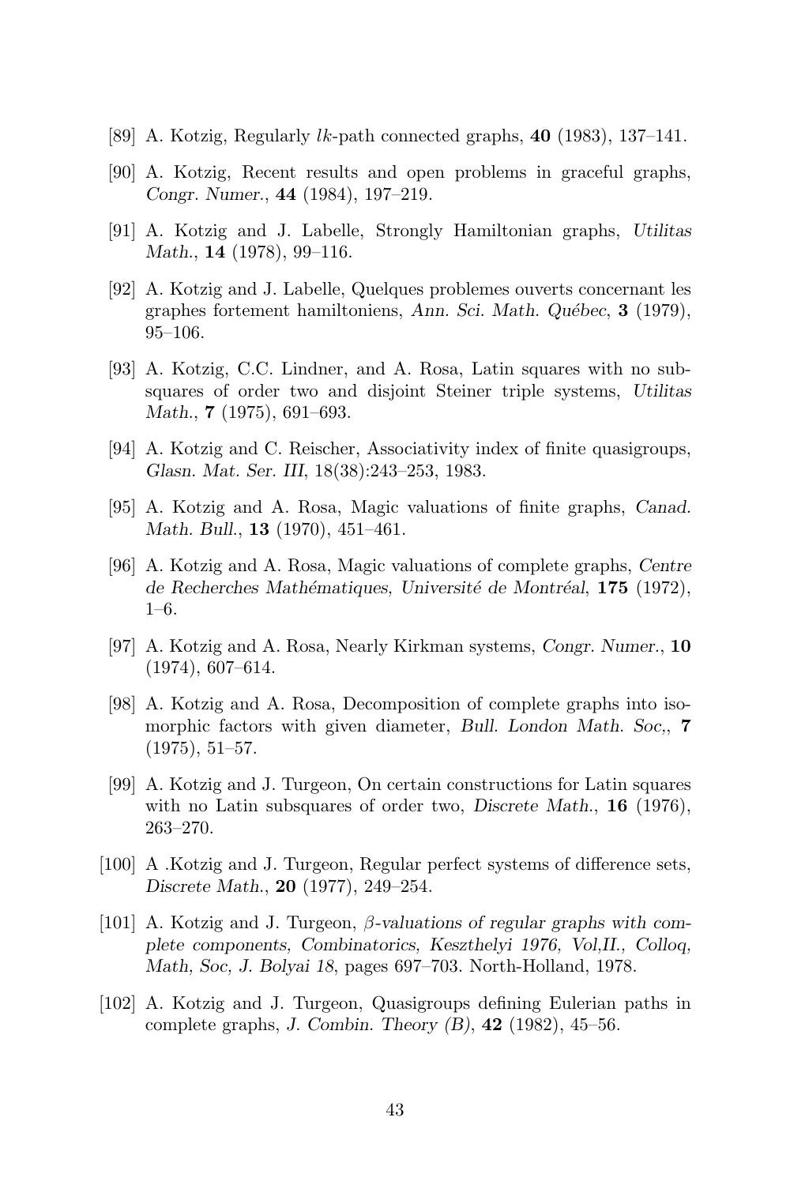[89] A. Kotzig, Regularly $lk$-path connected graphs, **40** (1983), 137–141.

[90] A. Kotzig, Recent results and open problems in graceful graphs, *Congr. Numer.*, **44** (1984), 197–219.

[91] A. Kotzig and J. Labelle, Strongly Hamiltonian graphs, *Utilitas Math.*, **14** (1978), 99–116.

[92] A. Kotzig and J. Labelle, Quelques problemes ouverts concernant les graphes fortement hamiltoniens, *Ann. Sci. Math. Québec*, **3** (1979), 95–106.

[93] A. Kotzig, C.C. Lindner, and A. Rosa, Latin squares with no subsquares of order two and disjoint Steiner triple systems, *Utilitas Math.*, **7** (1975), 691–693.

[94] A. Kotzig and C. Reischer, Associativity index of finite quasigroups, *Glasn. Mat. Ser. III*, 18(38):243–253, 1983.

[95] A. Kotzig and A. Rosa, Magic valuations of finite graphs, *Canad. Math. Bull.*, **13** (1970), 451–461.

[96] A. Kotzig and A. Rosa, Magic valuations of complete graphs, *Centre de Recherches Mathématiques, Université de Montréal*, **175** (1972), 1–6.

[97] A. Kotzig and A. Rosa, Nearly Kirkman systems, *Congr. Numer.*, **10** (1974), 607–614.

[98] A. Kotzig and A. Rosa, Decomposition of complete graphs into isomorphic factors with given diameter, *Bull. London Math. Soc,*, **7** (1975), 51–57.

[99] A. Kotzig and J. Turgeon, On certain constructions for Latin squares with no Latin subsquares of order two, *Discrete Math.*, **16** (1976), 263–270.

[100] A .Kotzig and J. Turgeon, Regular perfect systems of difference sets, *Discrete Math.*, **20** (1977), 249–254.

[101] A. Kotzig and J. Turgeon, *$\beta$-valuations of regular graphs with complete components, Combinatorics, Keszthelyi 1976, Vol,II., Colloq, Math, Soc, J. Bolyai 18*, pages 697–703. North-Holland, 1978.

[102] A. Kotzig and J. Turgeon, Quasigroups defining Eulerian paths in complete graphs, *J. Combin. Theory (B)*, **42** (1982), 45–56.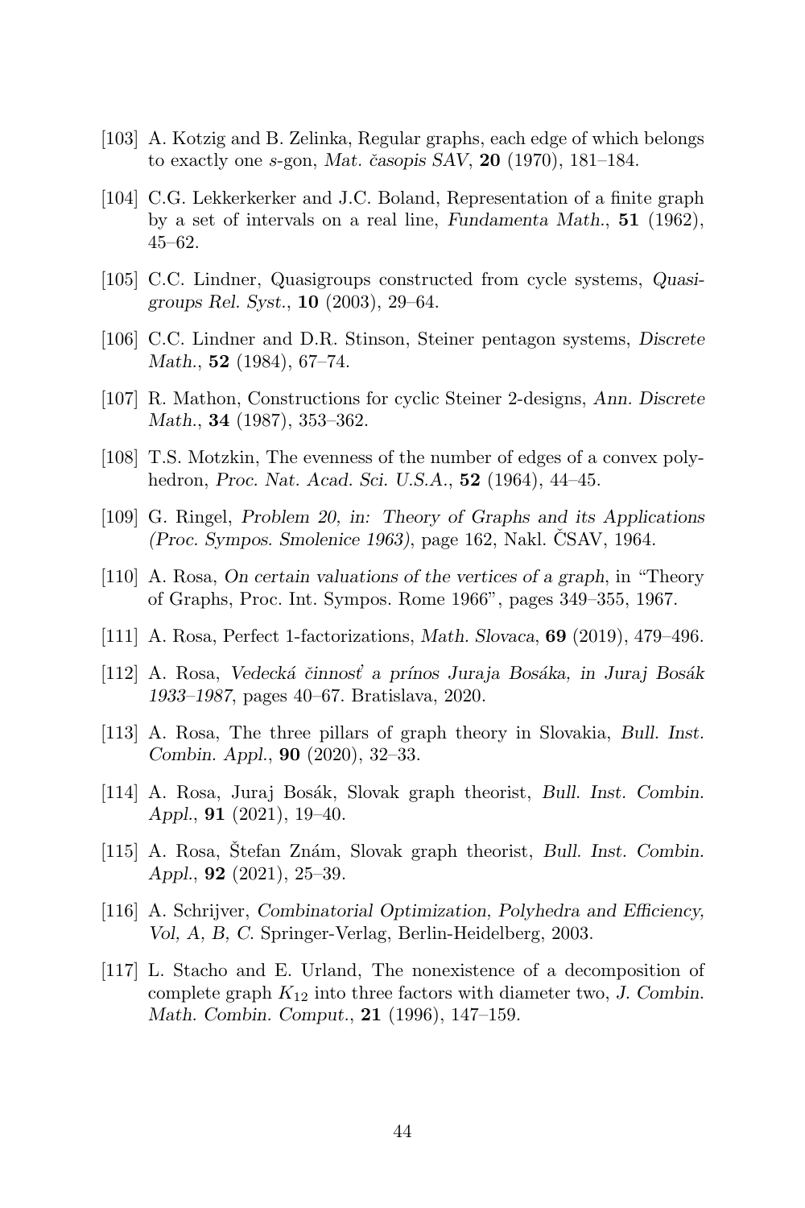[103] A. Kotzig and B. Zelinka, Regular graphs, each edge of which belongs to exactly one $s$-gon, *Mat. časopis SAV*, **20** (1970), 181–184.

[104] C.G. Lekkerkerker and J.C. Boland, Representation of a finite graph by a set of intervals on a real line, *Fundamenta Math.*, **51** (1962), 45–62.

[105] C.C. Lindner, Quasigroups constructed from cycle systems, *Quasigroups Rel. Syst.*, **10** (2003), 29–64.

[106] C.C. Lindner and D.R. Stinson, Steiner pentagon systems, *Discrete Math.*, **52** (1984), 67–74.

[107] R. Mathon, Constructions for cyclic Steiner 2-designs, *Ann. Discrete Math.*, **34** (1987), 353–362.

[108] T.S. Motzkin, The evenness of the number of edges of a convex polyhedron, *Proc. Nat. Acad. Sci. U.S.A.*, **52** (1964), 44–45.

[109] G. Ringel, *Problem 20, in: Theory of Graphs and its Applications (Proc. Sympos. Smolenice 1963)*, page 162, Nakl. ČSAV, 1964.

[110] A. Rosa, *On certain valuations of the vertices of a graph*, in "Theory of Graphs, Proc. Int. Sympos. Rome 1966", pages 349–355, 1967.

[111] A. Rosa, Perfect 1-factorizations, *Math. Slovaca*, **69** (2019), 479–496.

[112] A. Rosa, *Vedecká činnosť a prínos Juraja Bosáka, in Juraj Bosák 1933–1987*, pages 40–67. Bratislava, 2020.

[113] A. Rosa, The three pillars of graph theory in Slovakia, *Bull. Inst. Combin. Appl.*, **90** (2020), 32–33.

[114] A. Rosa, Juraj Bosák, Slovak graph theorist, *Bull. Inst. Combin. Appl.*, **91** (2021), 19–40.

[115] A. Rosa, Štefan Znám, Slovak graph theorist, *Bull. Inst. Combin. Appl.*, **92** (2021), 25–39.

[116] A. Schrijver, *Combinatorial Optimization, Polyhedra and Efficiency, Vol, A, B, C.* Springer-Verlag, Berlin-Heidelberg, 2003.

[117] L. Stacho and E. Urland, The nonexistence of a decomposition of complete graph $K_{12}$ into three factors with diameter two, *J. Combin. Math. Combin. Comput.*, **21** (1996), 147–159.